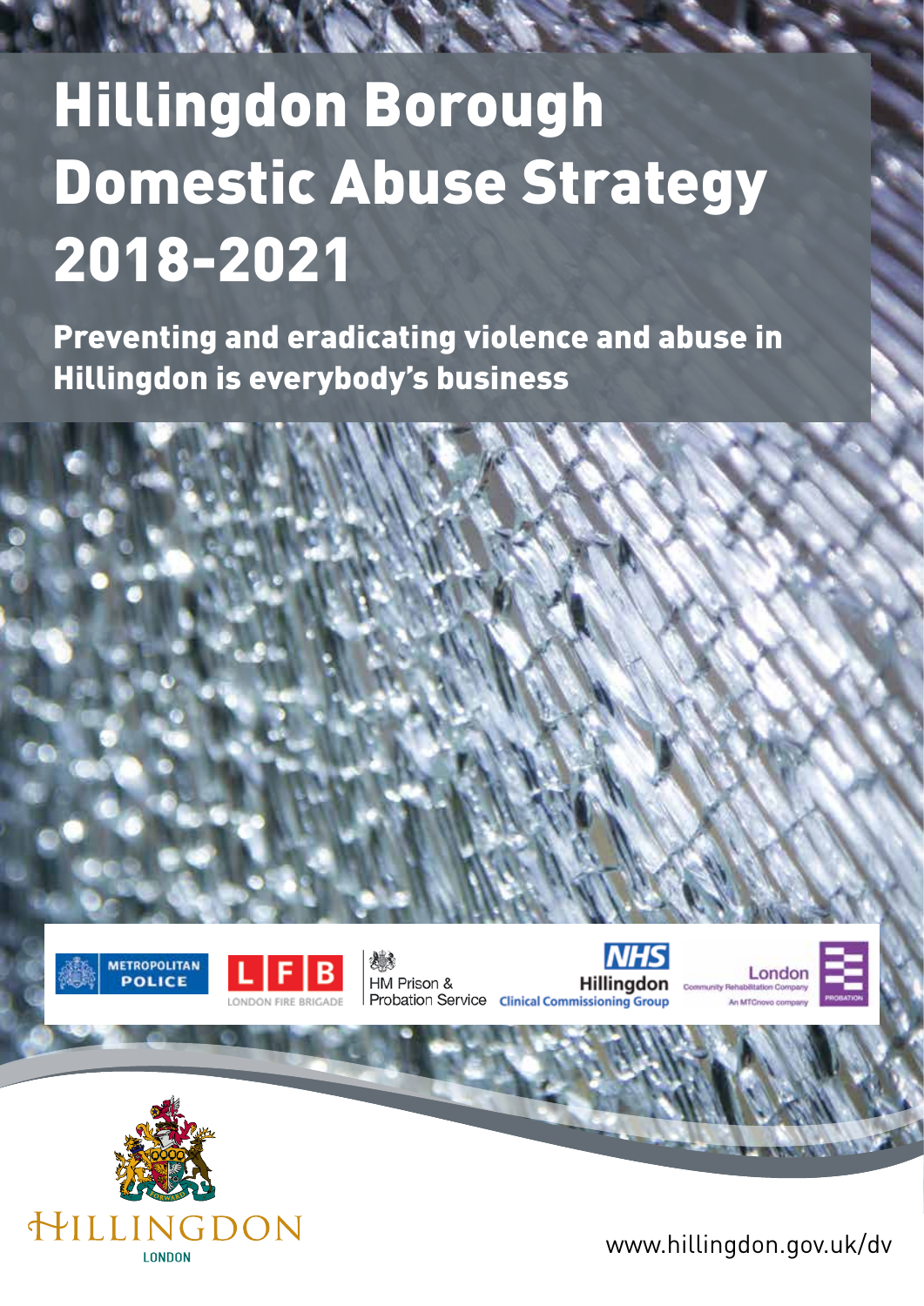# Hillingdon Borough Domestic Abuse Strategy 2018-2021

## Preventing and eradicating violence and abuse in Hillingdon is everybody's business

METROPOLITAN POLICE

LFB LONDON FIRE BRIGADE

HM Prison & Probation Service

NHS Hillingdon Clinical Commissioning Group

London Community Rehabilitation Company An MTCnovo company

PROBATION

HILLINGDON LONDON

www.hillingdon.gov.uk/dv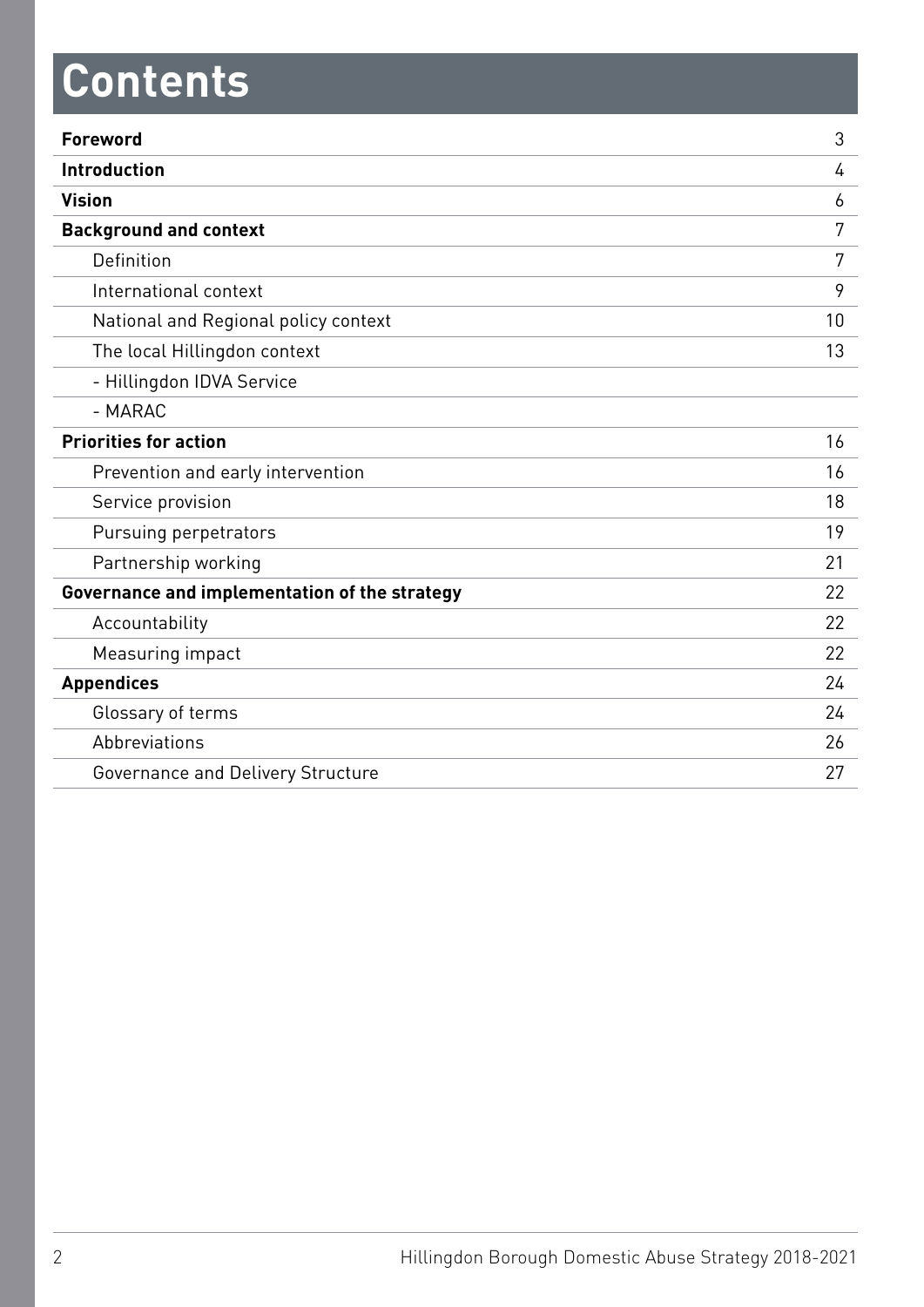# Contents

| | |
|---|---|
| **Foreword** | 3 |
| **Introduction** | 4 |
| **Vision** | 6 |
| **Background and context** | 7 |
| Definition | 7 |
| International context | 9 |
| National and Regional policy context | 10 |
| The local Hillingdon context | 13 |
| - Hillingdon IDVA Service | |
| - MARAC | |
| **Priorities for action** | 16 |
| Prevention and early intervention | 16 |
| Service provision | 18 |
| Pursuing perpetrators | 19 |
| Partnership working | 21 |
| **Governance and implementation of the strategy** | 22 |
| Accountability | 22 |
| Measuring impact | 22 |
| **Appendices** | 24 |
| Glossary of terms | 24 |
| Abbreviations | 26 |
| Governance and Delivery Structure | 27 |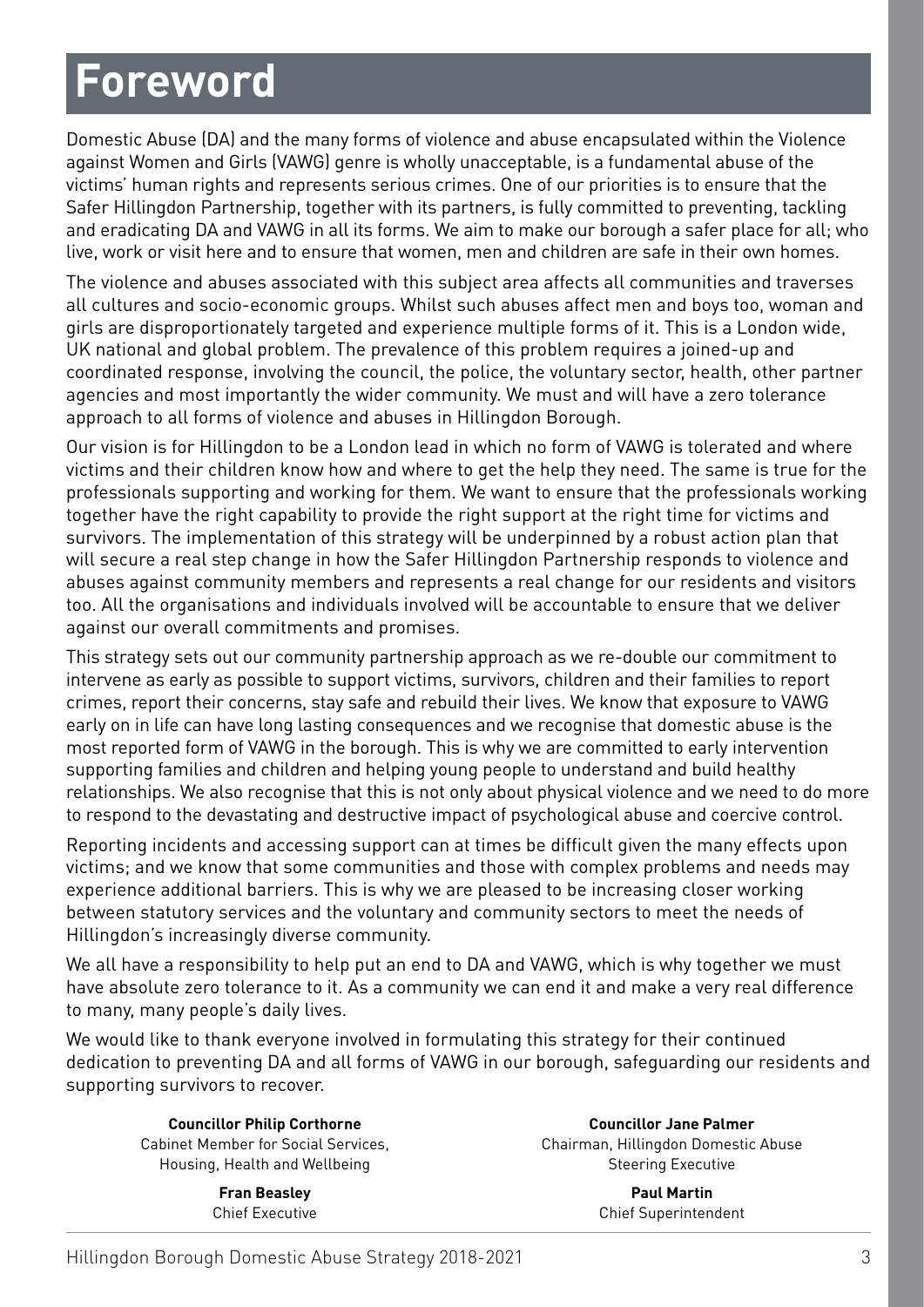# Foreword

Domestic Abuse (DA) and the many forms of violence and abuse encapsulated within the Violence against Women and Girls (VAWG) genre is wholly unacceptable, is a fundamental abuse of the victims' human rights and represents serious crimes. One of our priorities is to ensure that the Safer Hillingdon Partnership, together with its partners, is fully committed to preventing, tackling and eradicating DA and VAWG in all its forms. We aim to make our borough a safer place for all; who live, work or visit here and to ensure that women, men and children are safe in their own homes.

The violence and abuses associated with this subject area affects all communities and traverses all cultures and socio-economic groups. Whilst such abuses affect men and boys too, woman and girls are disproportionately targeted and experience multiple forms of it. This is a London wide, UK national and global problem. The prevalence of this problem requires a joined-up and coordinated response, involving the council, the police, the voluntary sector, health, other partner agencies and most importantly the wider community. We must and will have a zero tolerance approach to all forms of violence and abuses in Hillingdon Borough.

Our vision is for Hillingdon to be a London lead in which no form of VAWG is tolerated and where victims and their children know how and where to get the help they need. The same is true for the professionals supporting and working for them. We want to ensure that the professionals working together have the right capability to provide the right support at the right time for victims and survivors. The implementation of this strategy will be underpinned by a robust action plan that will secure a real step change in how the Safer Hillingdon Partnership responds to violence and abuses against community members and represents a real change for our residents and visitors too. All the organisations and individuals involved will be accountable to ensure that we deliver against our overall commitments and promises.

This strategy sets out our community partnership approach as we re-double our commitment to intervene as early as possible to support victims, survivors, children and their families to report crimes, report their concerns, stay safe and rebuild their lives. We know that exposure to VAWG early on in life can have long lasting consequences and we recognise that domestic abuse is the most reported form of VAWG in the borough. This is why we are committed to early intervention supporting families and children and helping young people to understand and build healthy relationships. We also recognise that this is not only about physical violence and we need to do more to respond to the devastating and destructive impact of psychological abuse and coercive control.

Reporting incidents and accessing support can at times be difficult given the many effects upon victims; and we know that some communities and those with complex problems and needs may experience additional barriers. This is why we are pleased to be increasing closer working between statutory services and the voluntary and community sectors to meet the needs of Hillingdon's increasingly diverse community.

We all have a responsibility to help put an end to DA and VAWG, which is why together we must have absolute zero tolerance to it. As a community we can end it and make a very real difference to many, many people's daily lives.

We would like to thank everyone involved in formulating this strategy for their continued dedication to preventing DA and all forms of VAWG in our borough, safeguarding our residents and supporting survivors to recover.

**Councillor Philip Corthorne**
Cabinet Member for Social Services, Housing, Health and Wellbeing

**Councillor Jane Palmer**
Chairman, Hillingdon Domestic Abuse Steering Executive

**Fran Beasley**
Chief Executive

**Paul Martin**
Chief Superintendent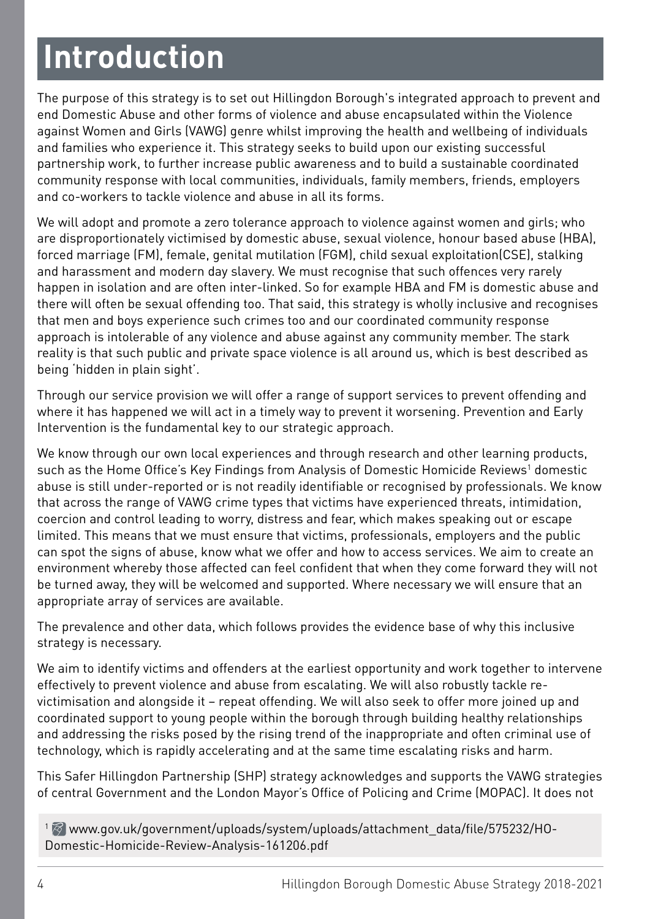# Introduction

The purpose of this strategy is to set out Hillingdon Borough's integrated approach to prevent and end Domestic Abuse and other forms of violence and abuse encapsulated within the Violence against Women and Girls (VAWG) genre whilst improving the health and wellbeing of individuals and families who experience it. This strategy seeks to build upon our existing successful partnership work, to further increase public awareness and to build a sustainable coordinated community response with local communities, individuals, family members, friends, employers and co-workers to tackle violence and abuse in all its forms.

We will adopt and promote a zero tolerance approach to violence against women and girls; who are disproportionately victimised by domestic abuse, sexual violence, honour based abuse (HBA), forced marriage (FM), female, genital mutilation (FGM), child sexual exploitation(CSE), stalking and harassment and modern day slavery. We must recognise that such offences very rarely happen in isolation and are often inter-linked. So for example HBA and FM is domestic abuse and there will often be sexual offending too. That said, this strategy is wholly inclusive and recognises that men and boys experience such crimes too and our coordinated community response approach is intolerable of any violence and abuse against any community member. The stark reality is that such public and private space violence is all around us, which is best described as being 'hidden in plain sight'.

Through our service provision we will offer a range of support services to prevent offending and where it has happened we will act in a timely way to prevent it worsening. Prevention and Early Intervention is the fundamental key to our strategic approach.

We know through our own local experiences and through research and other learning products, such as the Home Office's Key Findings from Analysis of Domestic Homicide Reviews[1] domestic abuse is still under-reported or is not readily identifiable or recognised by professionals. We know that across the range of VAWG crime types that victims have experienced threats, intimidation, coercion and control leading to worry, distress and fear, which makes speaking out or escape limited. This means that we must ensure that victims, professionals, employers and the public can spot the signs of abuse, know what we offer and how to access services. We aim to create an environment whereby those affected can feel confident that when they come forward they will not be turned away, they will be welcomed and supported. Where necessary we will ensure that an appropriate array of services are available.

The prevalence and other data, which follows provides the evidence base of why this inclusive strategy is necessary.

We aim to identify victims and offenders at the earliest opportunity and work together to intervene effectively to prevent violence and abuse from escalating. We will also robustly tackle re-victimisation and alongside it – repeat offending. We will also seek to offer more joined up and coordinated support to young people within the borough through building healthy relationships and addressing the risks posed by the rising trend of the inappropriate and often criminal use of technology, which is rapidly accelerating and at the same time escalating risks and harm.

This Safer Hillingdon Partnership (SHP) strategy acknowledges and supports the VAWG strategies of central Government and the London Mayor's Office of Policing and Crime (MOPAC). It does not

[1] www.gov.uk/government/uploads/system/uploads/attachment_data/file/575232/HO-Domestic-Homicide-Review-Analysis-161206.pdf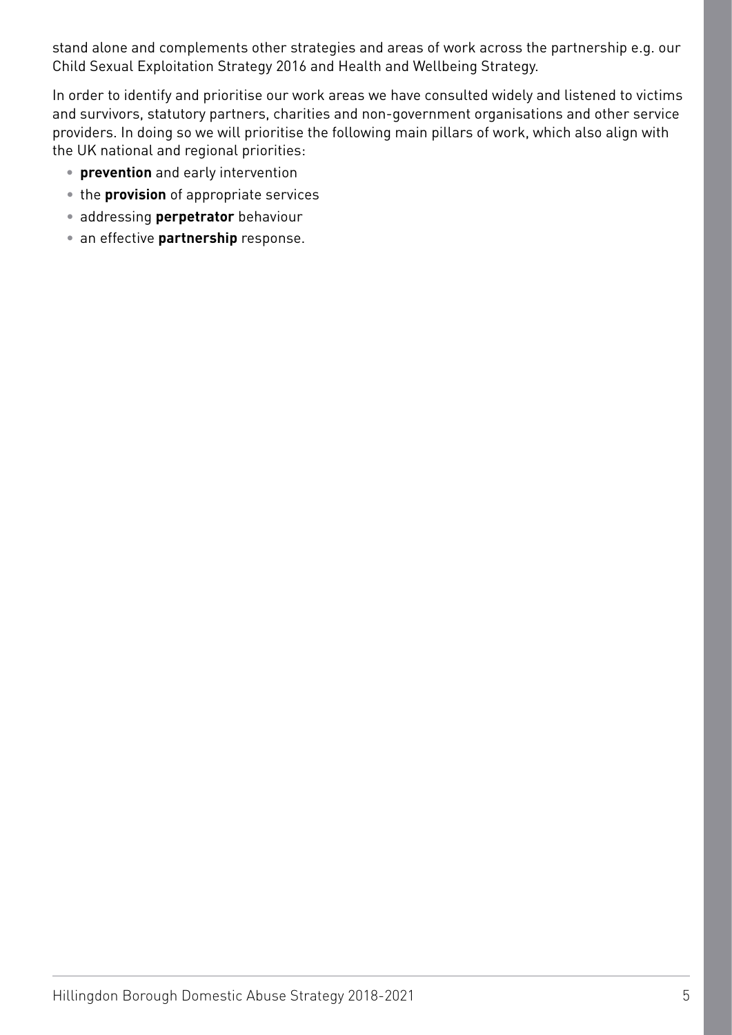stand alone and complements other strategies and areas of work across the partnership e.g. our Child Sexual Exploitation Strategy 2016 and Health and Wellbeing Strategy.

In order to identify and prioritise our work areas we have consulted widely and listened to victims and survivors, statutory partners, charities and non-government organisations and other service providers. In doing so we will prioritise the following main pillars of work, which also align with the UK national and regional priorities:

- **prevention** and early intervention
- the **provision** of appropriate services
- addressing **perpetrator** behaviour
- an effective **partnership** response.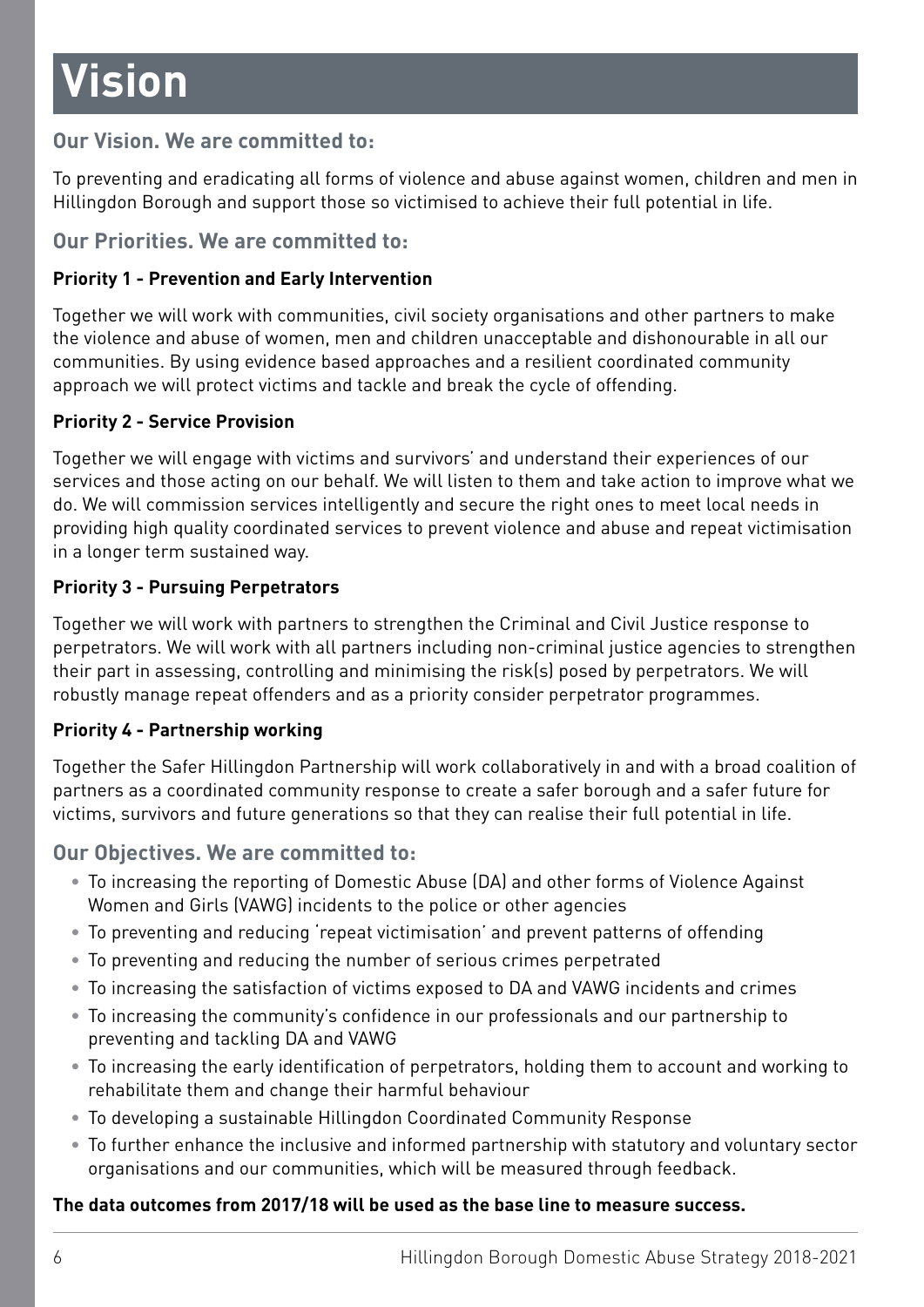# Vision

## Our Vision. We are committed to:

To preventing and eradicating all forms of violence and abuse against women, children and men in Hillingdon Borough and support those so victimised to achieve their full potential in life.

## Our Priorities. We are committed to:

**Priority 1 - Prevention and Early Intervention**

Together we will work with communities, civil society organisations and other partners to make the violence and abuse of women, men and children unacceptable and dishonourable in all our communities. By using evidence based approaches and a resilient coordinated community approach we will protect victims and tackle and break the cycle of offending.

**Priority 2 - Service Provision**

Together we will engage with victims and survivors' and understand their experiences of our services and those acting on our behalf. We will listen to them and take action to improve what we do. We will commission services intelligently and secure the right ones to meet local needs in providing high quality coordinated services to prevent violence and abuse and repeat victimisation in a longer term sustained way.

**Priority 3 - Pursuing Perpetrators**

Together we will work with partners to strengthen the Criminal and Civil Justice response to perpetrators. We will work with all partners including non-criminal justice agencies to strengthen their part in assessing, controlling and minimising the risk(s) posed by perpetrators. We will robustly manage repeat offenders and as a priority consider perpetrator programmes.

**Priority 4 - Partnership working**

Together the Safer Hillingdon Partnership will work collaboratively in and with a broad coalition of partners as a coordinated community response to create a safer borough and a safer future for victims, survivors and future generations so that they can realise their full potential in life.

## Our Objectives. We are committed to:

- To increasing the reporting of Domestic Abuse (DA) and other forms of Violence Against Women and Girls (VAWG) incidents to the police or other agencies
- To preventing and reducing 'repeat victimisation' and prevent patterns of offending
- To preventing and reducing the number of serious crimes perpetrated
- To increasing the satisfaction of victims exposed to DA and VAWG incidents and crimes
- To increasing the community's confidence in our professionals and our partnership to preventing and tackling DA and VAWG
- To increasing the early identification of perpetrators, holding them to account and working to rehabilitate them and change their harmful behaviour
- To developing a sustainable Hillingdon Coordinated Community Response
- To further enhance the inclusive and informed partnership with statutory and voluntary sector organisations and our communities, which will be measured through feedback.

**The data outcomes from 2017/18 will be used as the base line to measure success.**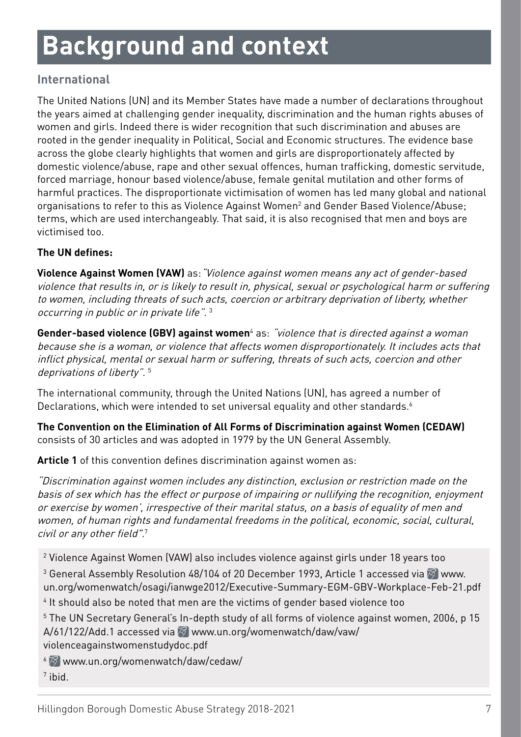# Background and context

## International

The United Nations (UN) and its Member States have made a number of declarations throughout the years aimed at challenging gender inequality, discrimination and the human rights abuses of women and girls. Indeed there is wider recognition that such discrimination and abuses are rooted in the gender inequality in Political, Social and Economic structures. The evidence base across the globe clearly highlights that women and girls are disproportionately affected by domestic violence/abuse, rape and other sexual offences, human trafficking, domestic servitude, forced marriage, honour based violence/abuse, female genital mutilation and other forms of harmful practices. The disproportionate victimisation of women has led many global and national organisations to refer to this as Violence Against Women[2] and Gender Based Violence/Abuse; terms, which are used interchangeably. That said, it is also recognised that men and boys are victimised too.

**The UN defines:**

**Violence Against Women (VAW)** as: *"Violence against women means any act of gender-based violence that results in, or is likely to result in, physical, sexual or psychological harm or suffering to women, including threats of such acts, coercion or arbitrary deprivation of liberty, whether occurring in public or in private life".* [3]

**Gender-based violence (GBV) against women**[4] as: *"violence that is directed against a woman because she is a woman, or violence that affects women disproportionately. It includes acts that inflict physical, mental or sexual harm or suffering, threats of such acts, coercion and other deprivations of liberty".* [5]

The international community, through the United Nations (UN), has agreed a number of Declarations, which were intended to set universal equality and other standards.[6]

**The Convention on the Elimination of All Forms of Discrimination against Women (CEDAW)** consists of 30 articles and was adopted in 1979 by the UN General Assembly.

**Article 1** of this convention defines discrimination against women as:

*"Discrimination against women includes any distinction, exclusion or restriction made on the basis of sex which has the effect or purpose of impairing or nullifying the recognition, enjoyment or exercise by women', irrespective of their marital status, on a basis of equality of men and women, of human rights and fundamental freedoms in the political, economic, social, cultural, civil or any other field".*[7]

[2] Violence Against Women (VAW) also includes violence against girls under 18 years too

[3] General Assembly Resolution 48/104 of 20 December 1993, Article 1 accessed via www.un.org/womenwatch/osagi/ianwge2012/Executive-Summary-EGM-GBV-Workplace-Feb-21.pdf

[4] It should also be noted that men are the victims of gender based violence too

[5] The UN Secretary General's In-depth study of all forms of violence against women, 2006, p 15 A/61/122/Add.1 accessed via www.un.org/womenwatch/daw/vaw/violenceagainstwomenstudydoc.pdf

[6] www.un.org/womenwatch/daw/cedaw/

[7] ibid.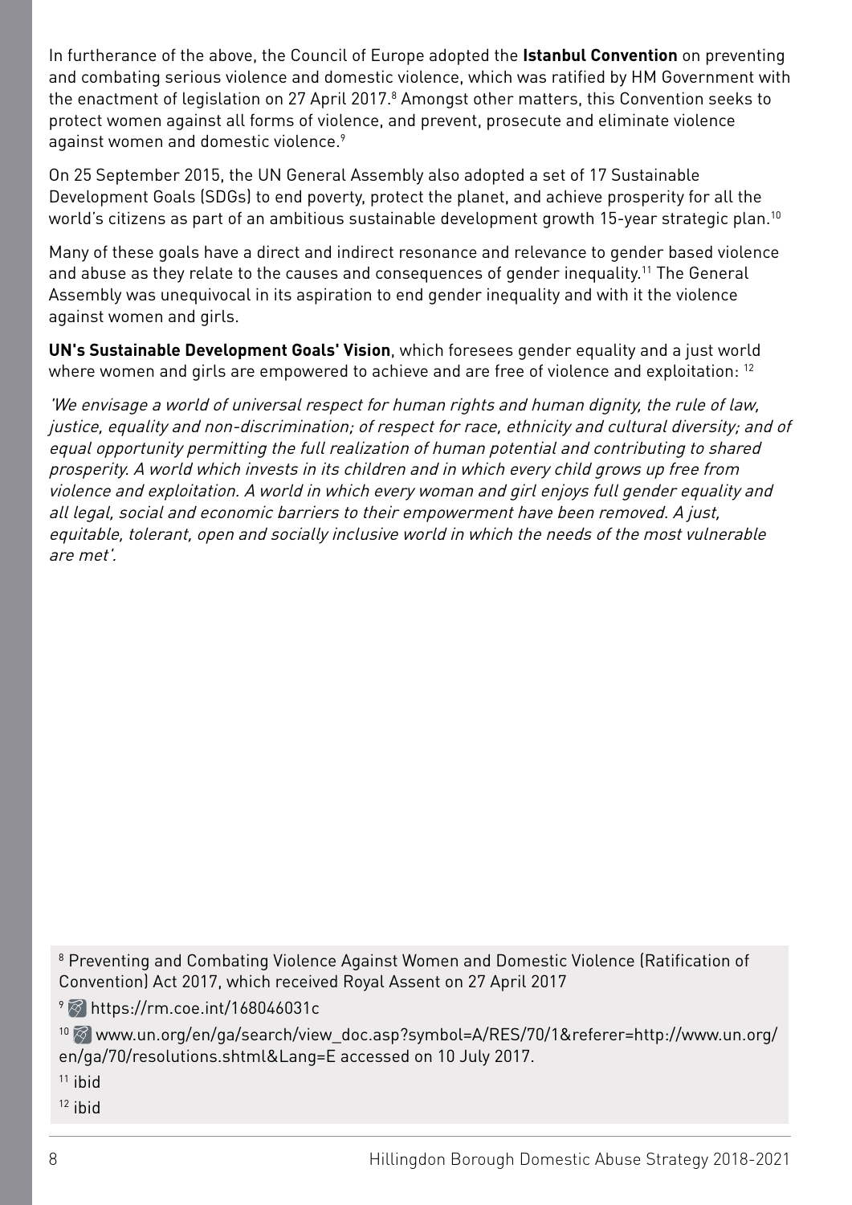In furtherance of the above, the Council of Europe adopted the **Istanbul Convention** on preventing and combating serious violence and domestic violence, which was ratified by HM Government with the enactment of legislation on 27 April 2017.[8] Amongst other matters, this Convention seeks to protect women against all forms of violence, and prevent, prosecute and eliminate violence against women and domestic violence.[9]

On 25 September 2015, the UN General Assembly also adopted a set of 17 Sustainable Development Goals (SDGs) to end poverty, protect the planet, and achieve prosperity for all the world's citizens as part of an ambitious sustainable development growth 15-year strategic plan.[10]

Many of these goals have a direct and indirect resonance and relevance to gender based violence and abuse as they relate to the causes and consequences of gender inequality.[11] The General Assembly was unequivocal in its aspiration to end gender inequality and with it the violence against women and girls.

**UN's Sustainable Development Goals' Vision**, which foresees gender equality and a just world where women and girls are empowered to achieve and are free of violence and exploitation: [12]

*'We envisage a world of universal respect for human rights and human dignity, the rule of law, justice, equality and non-discrimination; of respect for race, ethnicity and cultural diversity; and of equal opportunity permitting the full realization of human potential and contributing to shared prosperity. A world which invests in its children and in which every child grows up free from violence and exploitation. A world in which every woman and girl enjoys full gender equality and all legal, social and economic barriers to their empowerment have been removed. A just, equitable, tolerant, open and socially inclusive world in which the needs of the most vulnerable are met'.*

[8] Preventing and Combating Violence Against Women and Domestic Violence (Ratification of Convention) Act 2017, which received Royal Assent on 27 April 2017

[9] https://rm.coe.int/168046031c

[10] www.un.org/en/ga/search/view_doc.asp?symbol=A/RES/70/1&referer=http://www.un.org/en/ga/70/resolutions.shtml&Lang=E accessed on 10 July 2017.

[11] ibid

[12] ibid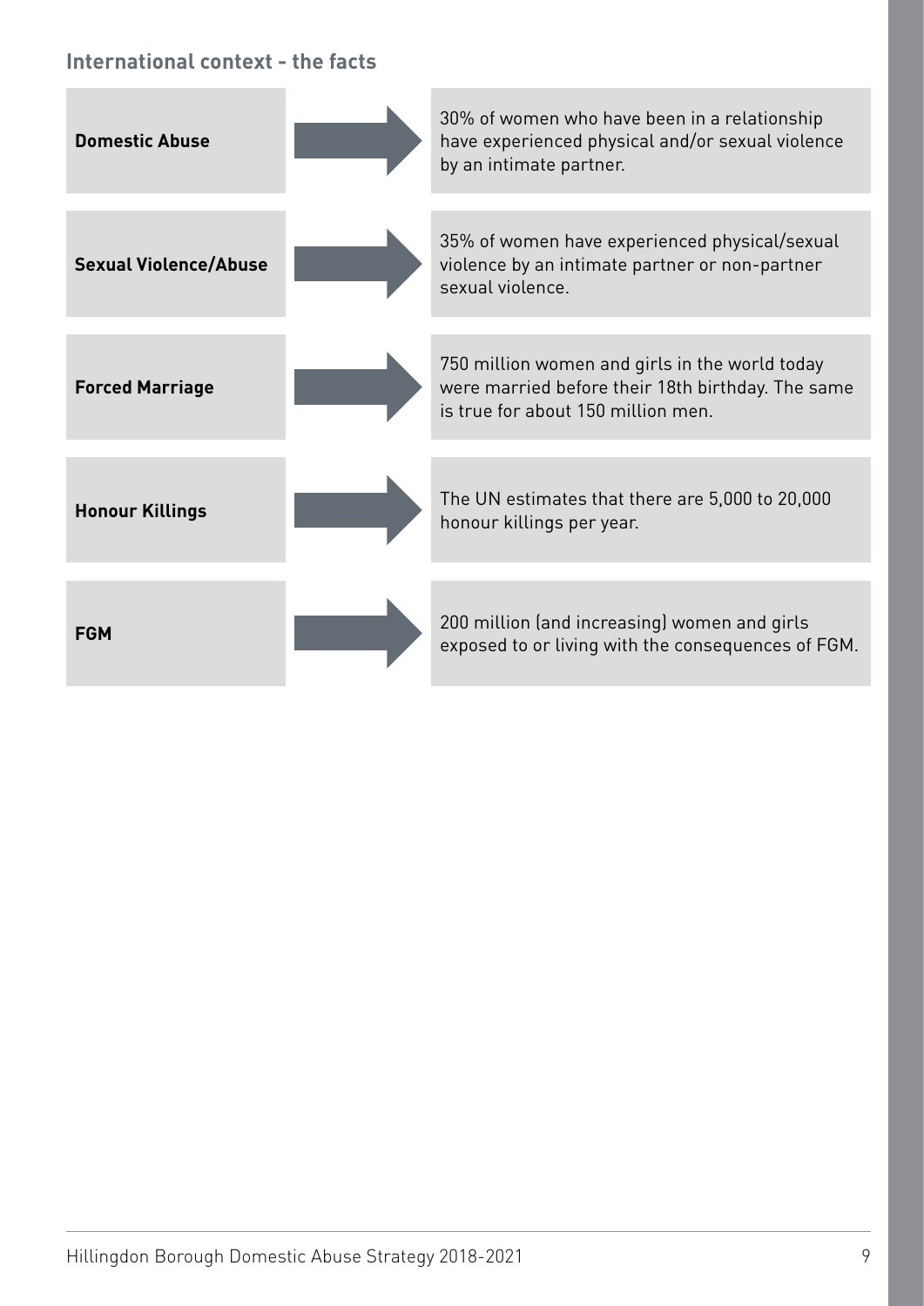## International context - the facts

| | |
|---|---|
| **Domestic Abuse** | 30% of women who have been in a relationship have experienced physical and/or sexual violence by an intimate partner. |
| **Sexual Violence/Abuse** | 35% of women have experienced physical/sexual violence by an intimate partner or non-partner sexual violence. |
| **Forced Marriage** | 750 million women and girls in the world today were married before their 18th birthday. The same is true for about 150 million men. |
| **Honour Killings** | The UN estimates that there are 5,000 to 20,000 honour killings per year. |
| **FGM** | 200 million (and increasing) women and girls exposed to or living with the consequences of FGM. |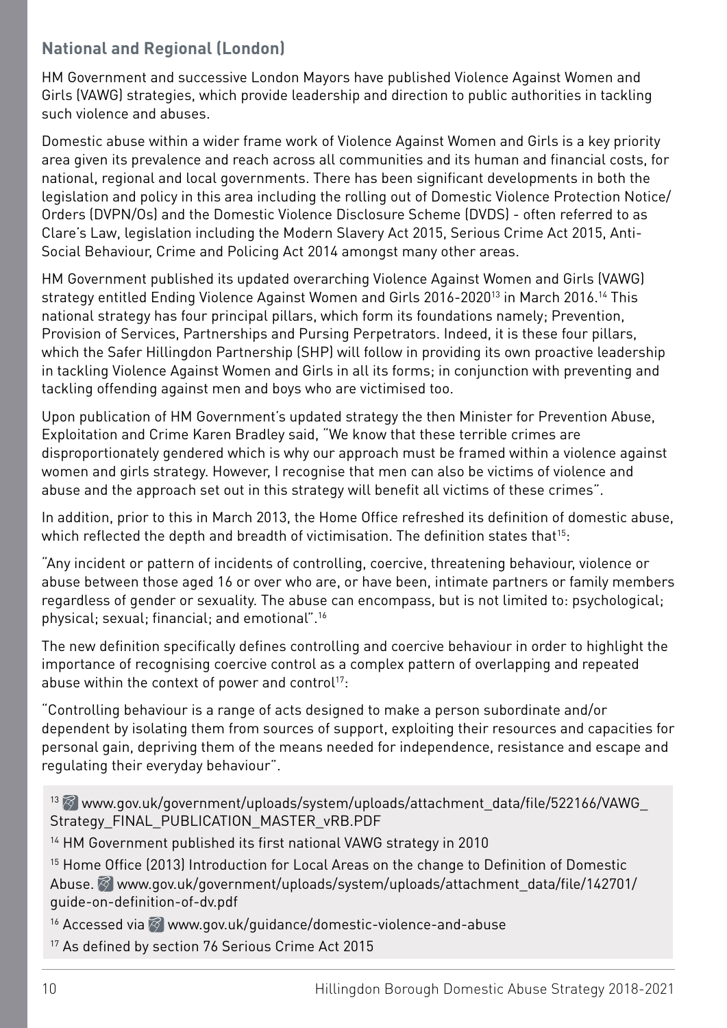## National and Regional (London)

HM Government and successive London Mayors have published Violence Against Women and Girls (VAWG) strategies, which provide leadership and direction to public authorities in tackling such violence and abuses.

Domestic abuse within a wider frame work of Violence Against Women and Girls is a key priority area given its prevalence and reach across all communities and its human and financial costs, for national, regional and local governments. There has been significant developments in both the legislation and policy in this area including the rolling out of Domestic Violence Protection Notice/ Orders (DVPN/Os) and the Domestic Violence Disclosure Scheme (DVDS) - often referred to as Clare's Law, legislation including the Modern Slavery Act 2015, Serious Crime Act 2015, Anti-Social Behaviour, Crime and Policing Act 2014 amongst many other areas.

HM Government published its updated overarching Violence Against Women and Girls (VAWG) strategy entitled Ending Violence Against Women and Girls 2016-2020[13] in March 2016.[14] This national strategy has four principal pillars, which form its foundations namely; Prevention, Provision of Services, Partnerships and Pursing Perpetrators. Indeed, it is these four pillars, which the Safer Hillingdon Partnership (SHP) will follow in providing its own proactive leadership in tackling Violence Against Women and Girls in all its forms; in conjunction with preventing and tackling offending against men and boys who are victimised too.

Upon publication of HM Government's updated strategy the then Minister for Prevention Abuse, Exploitation and Crime Karen Bradley said, "We know that these terrible crimes are disproportionately gendered which is why our approach must be framed within a violence against women and girls strategy. However, I recognise that men can also be victims of violence and abuse and the approach set out in this strategy will benefit all victims of these crimes".

In addition, prior to this in March 2013, the Home Office refreshed its definition of domestic abuse, which reflected the depth and breadth of victimisation. The definition states that[15]:

"Any incident or pattern of incidents of controlling, coercive, threatening behaviour, violence or abuse between those aged 16 or over who are, or have been, intimate partners or family members regardless of gender or sexuality. The abuse can encompass, but is not limited to: psychological; physical; sexual; financial; and emotional".[16]

The new definition specifically defines controlling and coercive behaviour in order to highlight the importance of recognising coercive control as a complex pattern of overlapping and repeated abuse within the context of power and control[17]:

"Controlling behaviour is a range of acts designed to make a person subordinate and/or dependent by isolating them from sources of support, exploiting their resources and capacities for personal gain, depriving them of the means needed for independence, resistance and escape and regulating their everyday behaviour".

[13] www.gov.uk/government/uploads/system/uploads/attachment_data/file/522166/VAWG_Strategy_FINAL_PUBLICATION_MASTER_vRB.PDF

[14] HM Government published its first national VAWG strategy in 2010

[15] Home Office (2013) Introduction for Local Areas on the change to Definition of Domestic Abuse. www.gov.uk/government/uploads/system/uploads/attachment_data/file/142701/guide-on-definition-of-dv.pdf

[16] Accessed via www.gov.uk/guidance/domestic-violence-and-abuse

[17] As defined by section 76 Serious Crime Act 2015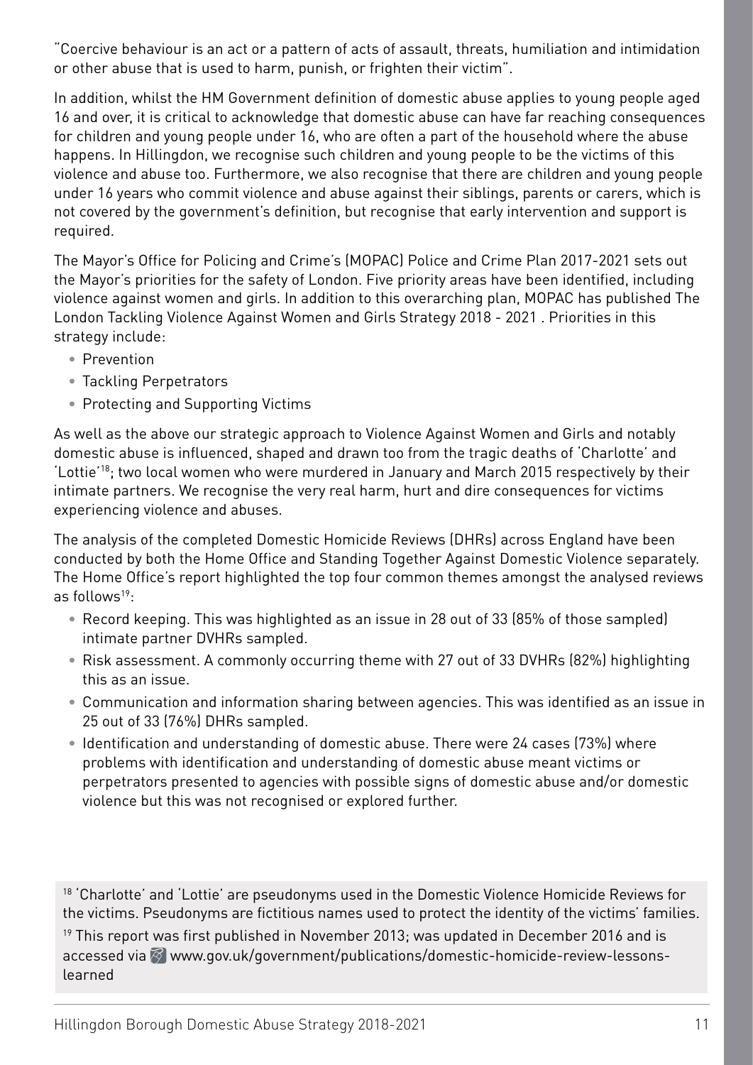"Coercive behaviour is an act or a pattern of acts of assault, threats, humiliation and intimidation or other abuse that is used to harm, punish, or frighten their victim".

In addition, whilst the HM Government definition of domestic abuse applies to young people aged 16 and over, it is critical to acknowledge that domestic abuse can have far reaching consequences for children and young people under 16, who are often a part of the household where the abuse happens. In Hillingdon, we recognise such children and young people to be the victims of this violence and abuse too. Furthermore, we also recognise that there are children and young people under 16 years who commit violence and abuse against their siblings, parents or carers, which is not covered by the government's definition, but recognise that early intervention and support is required.

The Mayor's Office for Policing and Crime's (MOPAC) Police and Crime Plan 2017-2021 sets out the Mayor's priorities for the safety of London. Five priority areas have been identified, including violence against women and girls. In addition to this overarching plan, MOPAC has published The London Tackling Violence Against Women and Girls Strategy 2018 - 2021 . Priorities in this strategy include:

- Prevention
- Tackling Perpetrators
- Protecting and Supporting Victims

As well as the above our strategic approach to Violence Against Women and Girls and notably domestic abuse is influenced, shaped and drawn too from the tragic deaths of 'Charlotte' and 'Lottie'[18]; two local women who were murdered in January and March 2015 respectively by their intimate partners. We recognise the very real harm, hurt and dire consequences for victims experiencing violence and abuses.

The analysis of the completed Domestic Homicide Reviews (DHRs) across England have been conducted by both the Home Office and Standing Together Against Domestic Violence separately. The Home Office's report highlighted the top four common themes amongst the analysed reviews as follows[19]:

- Record keeping. This was highlighted as an issue in 28 out of 33 (85% of those sampled) intimate partner DVHRs sampled.
- Risk assessment. A commonly occurring theme with 27 out of 33 DVHRs (82%) highlighting this as an issue.
- Communication and information sharing between agencies. This was identified as an issue in 25 out of 33 (76%) DHRs sampled.
- Identification and understanding of domestic abuse. There were 24 cases (73%) where problems with identification and understanding of domestic abuse meant victims or perpetrators presented to agencies with possible signs of domestic abuse and/or domestic violence but this was not recognised or explored further.

[18] 'Charlotte' and 'Lottie' are pseudonyms used in the Domestic Violence Homicide Reviews for the victims. Pseudonyms are fictitious names used to protect the identity of the victims' families.

[19] This report was first published in November 2013; was updated in December 2016 and is accessed via www.gov.uk/government/publications/domestic-homicide-review-lessons-learned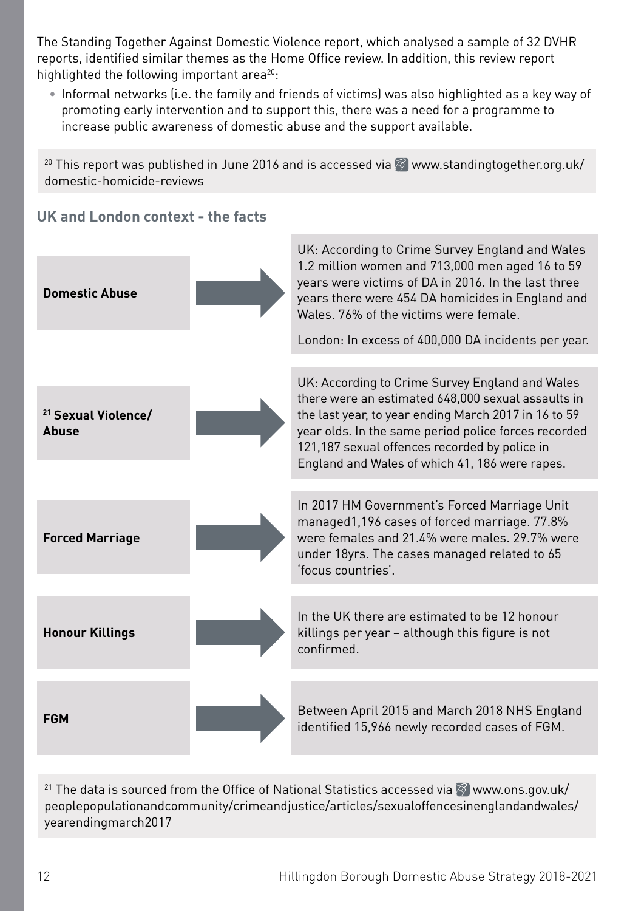The Standing Together Against Domestic Violence report, which analysed a sample of 32 DVHR reports, identified similar themes as the Home Office review. In addition, this review report highlighted the following important area[20]:

- Informal networks (i.e. the family and friends of victims) was also highlighted as a key way of promoting early intervention and to support this, there was a need for a programme to increase public awareness of domestic abuse and the support available.

[20] This report was published in June 2016 and is accessed via www.standingtogether.org.uk/domestic-homicide-reviews

## UK and London context - the facts

| | |
|---|---|
| **Domestic Abuse** | UK: According to Crime Survey England and Wales 1.2 million women and 713,000 men aged 16 to 59 years were victims of DA in 2016. In the last three years there were 454 DA homicides in England and Wales. 76% of the victims were female. London: In excess of 400,000 DA incidents per year. |
| [21] **Sexual Violence/ Abuse** | UK: According to Crime Survey England and Wales there were an estimated 648,000 sexual assaults in the last year, to year ending March 2017 in 16 to 59 year olds. In the same period police forces recorded 121,187 sexual offences recorded by police in England and Wales of which 41, 186 were rapes. |
| **Forced Marriage** | In 2017 HM Government's Forced Marriage Unit managed1,196 cases of forced marriage. 77.8% were females and 21.4% were males. 29.7% were under 18yrs. The cases managed related to 65 'focus countries'. |
| **Honour Killings** | In the UK there are estimated to be 12 honour killings per year – although this figure is not confirmed. |
| **FGM** | Between April 2015 and March 2018 NHS England identified 15,966 newly recorded cases of FGM. |

[21] The data is sourced from the Office of National Statistics accessed via www.ons.gov.uk/peoplepopulationandcommunity/crimeandjustice/articles/sexualoffencesinenglandandwales/yearendingmarch2017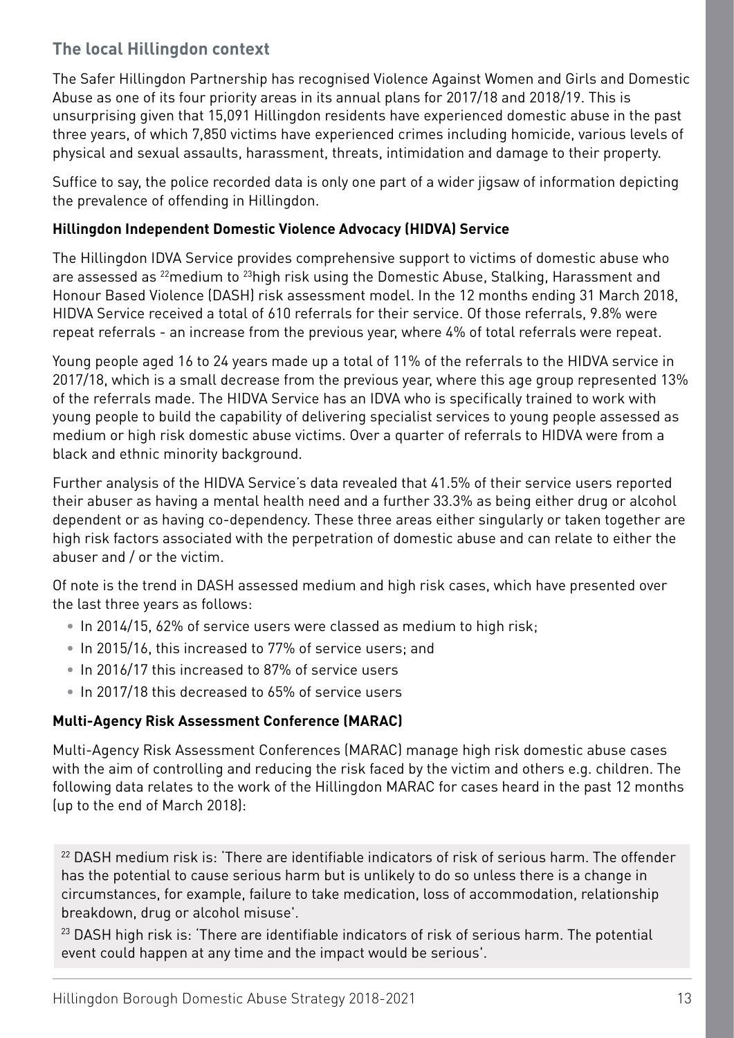## The local Hillingdon context

The Safer Hillingdon Partnership has recognised Violence Against Women and Girls and Domestic Abuse as one of its four priority areas in its annual plans for 2017/18 and 2018/19. This is unsurprising given that 15,091 Hillingdon residents have experienced domestic abuse in the past three years, of which 7,850 victims have experienced crimes including homicide, various levels of physical and sexual assaults, harassment, threats, intimidation and damage to their property.

Suffice to say, the police recorded data is only one part of a wider jigsaw of information depicting the prevalence of offending in Hillingdon.

### Hillingdon Independent Domestic Violence Advocacy (HIDVA) Service

The Hillingdon IDVA Service provides comprehensive support to victims of domestic abuse who are assessed as [22]medium to [23]high risk using the Domestic Abuse, Stalking, Harassment and Honour Based Violence (DASH) risk assessment model. In the 12 months ending 31 March 2018, HIDVA Service received a total of 610 referrals for their service. Of those referrals, 9.8% were repeat referrals - an increase from the previous year, where 4% of total referrals were repeat.

Young people aged 16 to 24 years made up a total of 11% of the referrals to the HIDVA service in 2017/18, which is a small decrease from the previous year, where this age group represented 13% of the referrals made. The HIDVA Service has an IDVA who is specifically trained to work with young people to build the capability of delivering specialist services to young people assessed as medium or high risk domestic abuse victims. Over a quarter of referrals to HIDVA were from a black and ethnic minority background.

Further analysis of the HIDVA Service's data revealed that 41.5% of their service users reported their abuser as having a mental health need and a further 33.3% as being either drug or alcohol dependent or as having co-dependency. These three areas either singularly or taken together are high risk factors associated with the perpetration of domestic abuse and can relate to either the abuser and / or the victim.

Of note is the trend in DASH assessed medium and high risk cases, which have presented over the last three years as follows:

- In 2014/15, 62% of service users were classed as medium to high risk;
- In 2015/16, this increased to 77% of service users; and
- In 2016/17 this increased to 87% of service users
- In 2017/18 this decreased to 65% of service users

### Multi-Agency Risk Assessment Conference (MARAC)

Multi-Agency Risk Assessment Conferences (MARAC) manage high risk domestic abuse cases with the aim of controlling and reducing the risk faced by the victim and others e.g. children. The following data relates to the work of the Hillingdon MARAC for cases heard in the past 12 months (up to the end of March 2018):

[22] DASH medium risk is: 'There are identifiable indicators of risk of serious harm. The offender has the potential to cause serious harm but is unlikely to do so unless there is a change in circumstances, for example, failure to take medication, loss of accommodation, relationship breakdown, drug or alcohol misuse'.

[23] DASH high risk is: 'There are identifiable indicators of risk of serious harm. The potential event could happen at any time and the impact would be serious'.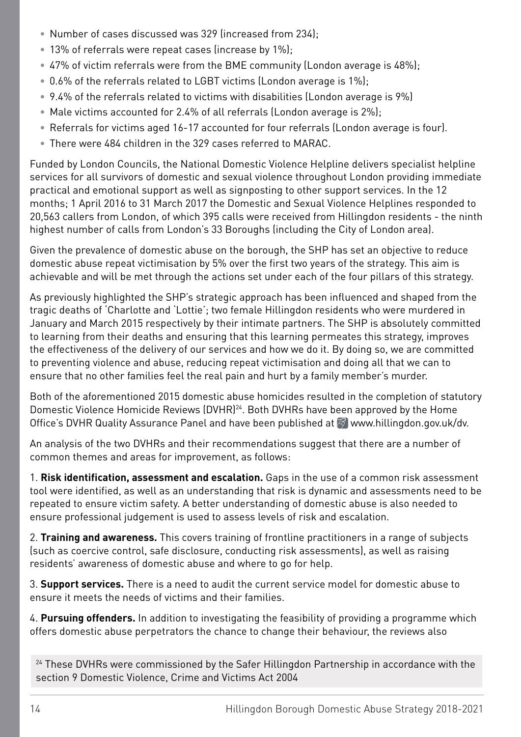- Number of cases discussed was 329 (increased from 234);
- 13% of referrals were repeat cases (increase by 1%);
- 47% of victim referrals were from the BME community (London average is 48%);
- 0.6% of the referrals related to LGBT victims (London average is 1%);
- 9.4% of the referrals related to victims with disabilities (London average is 9%)
- Male victims accounted for 2.4% of all referrals (London average is 2%);
- Referrals for victims aged 16-17 accounted for four referrals (London average is four).
- There were 484 children in the 329 cases referred to MARAC.

Funded by London Councils, the National Domestic Violence Helpline delivers specialist helpline services for all survivors of domestic and sexual violence throughout London providing immediate practical and emotional support as well as signposting to other support services. In the 12 months; 1 April 2016 to 31 March 2017 the Domestic and Sexual Violence Helplines responded to 20,563 callers from London, of which 395 calls were received from Hillingdon residents - the ninth highest number of calls from London's 33 Boroughs (including the City of London area).

Given the prevalence of domestic abuse on the borough, the SHP has set an objective to reduce domestic abuse repeat victimisation by 5% over the first two years of the strategy. This aim is achievable and will be met through the actions set under each of the four pillars of this strategy.

As previously highlighted the SHP's strategic approach has been influenced and shaped from the tragic deaths of 'Charlotte and 'Lottie'; two female Hillingdon residents who were murdered in January and March 2015 respectively by their intimate partners. The SHP is absolutely committed to learning from their deaths and ensuring that this learning permeates this strategy, improves the effectiveness of the delivery of our services and how we do it. By doing so, we are committed to preventing violence and abuse, reducing repeat victimisation and doing all that we can to ensure that no other families feel the real pain and hurt by a family member's murder.

Both of the aforementioned 2015 domestic abuse homicides resulted in the completion of statutory Domestic Violence Homicide Reviews (DVHR)[24]. Both DVHRs have been approved by the Home Office's DVHR Quality Assurance Panel and have been published at www.hillingdon.gov.uk/dv.

An analysis of the two DVHRs and their recommendations suggest that there are a number of common themes and areas for improvement, as follows:

1. **Risk identification, assessment and escalation.** Gaps in the use of a common risk assessment tool were identified, as well as an understanding that risk is dynamic and assessments need to be repeated to ensure victim safety. A better understanding of domestic abuse is also needed to ensure professional judgement is used to assess levels of risk and escalation.

2. **Training and awareness.** This covers training of frontline practitioners in a range of subjects (such as coercive control, safe disclosure, conducting risk assessments), as well as raising residents' awareness of domestic abuse and where to go for help.

3. **Support services.** There is a need to audit the current service model for domestic abuse to ensure it meets the needs of victims and their families.

4. **Pursuing offenders.** In addition to investigating the feasibility of providing a programme which offers domestic abuse perpetrators the chance to change their behaviour, the reviews also

[24] These DVHRs were commissioned by the Safer Hillingdon Partnership in accordance with the section 9 Domestic Violence, Crime and Victims Act 2004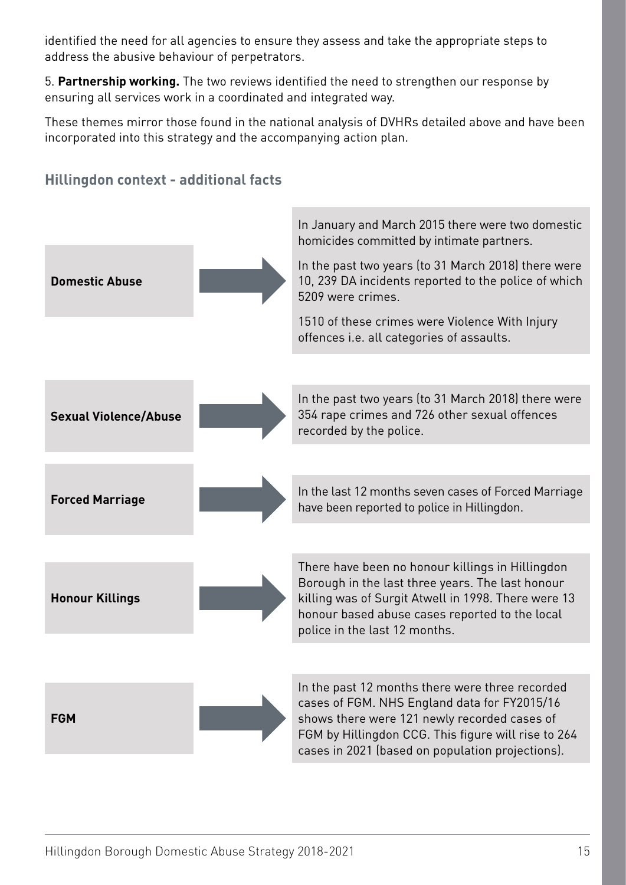identified the need for all agencies to ensure they assess and take the appropriate steps to address the abusive behaviour of perpetrators.

5. **Partnership working.** The two reviews identified the need to strengthen our response by ensuring all services work in a coordinated and integrated way.

These themes mirror those found in the national analysis of DVHRs detailed above and have been incorporated into this strategy and the accompanying action plan.

## Hillingdon context - additional facts

**Domestic Abuse**

In January and March 2015 there were two domestic homicides committed by intimate partners.

In the past two years (to 31 March 2018) there were 10, 239 DA incidents reported to the police of which 5209 were crimes.

1510 of these crimes were Violence With Injury offences i.e. all categories of assaults.

**Sexual Violence/Abuse**

In the past two years (to 31 March 2018) there were 354 rape crimes and 726 other sexual offences recorded by the police.

**Forced Marriage**

In the last 12 months seven cases of Forced Marriage have been reported to police in Hillingdon.

**Honour Killings**

There have been no honour killings in Hillingdon Borough in the last three years. The last honour killing was of Surgit Atwell in 1998. There were 13 honour based abuse cases reported to the local police in the last 12 months.

**FGM**

In the past 12 months there were three recorded cases of FGM. NHS England data for FY2015/16 shows there were 121 newly recorded cases of FGM by Hillingdon CCG. This figure will rise to 264 cases in 2021 (based on population projections).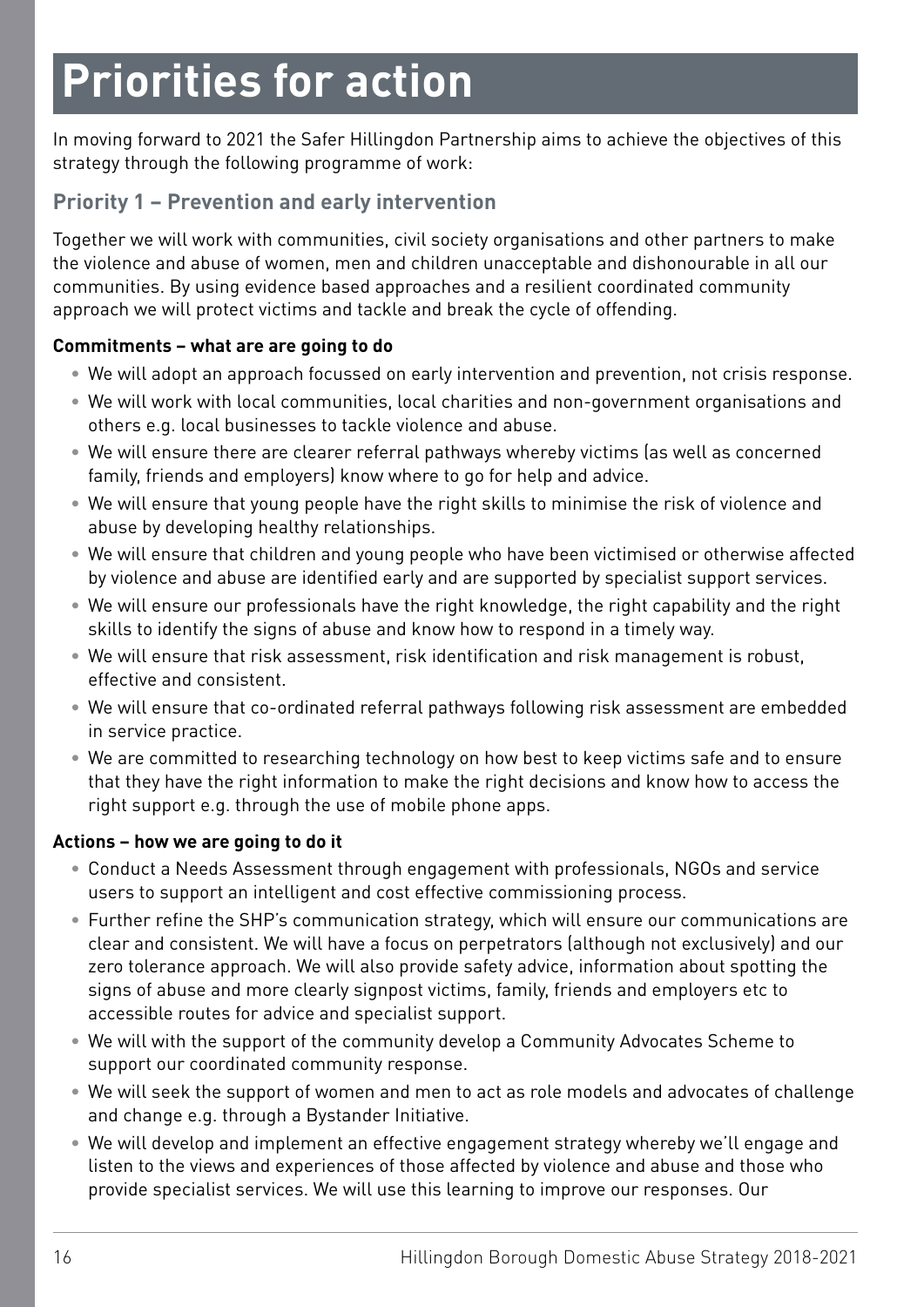# Priorities for action

In moving forward to 2021 the Safer Hillingdon Partnership aims to achieve the objectives of this strategy through the following programme of work:

## Priority 1 – Prevention and early intervention

Together we will work with communities, civil society organisations and other partners to make the violence and abuse of women, men and children unacceptable and dishonourable in all our communities. By using evidence based approaches and a resilient coordinated community approach we will protect victims and tackle and break the cycle of offending.

**Commitments – what are are going to do**

- We will adopt an approach focussed on early intervention and prevention, not crisis response.
- We will work with local communities, local charities and non-government organisations and others e.g. local businesses to tackle violence and abuse.
- We will ensure there are clearer referral pathways whereby victims (as well as concerned family, friends and employers) know where to go for help and advice.
- We will ensure that young people have the right skills to minimise the risk of violence and abuse by developing healthy relationships.
- We will ensure that children and young people who have been victimised or otherwise affected by violence and abuse are identified early and are supported by specialist support services.
- We will ensure our professionals have the right knowledge, the right capability and the right skills to identify the signs of abuse and know how to respond in a timely way.
- We will ensure that risk assessment, risk identification and risk management is robust, effective and consistent.
- We will ensure that co-ordinated referral pathways following risk assessment are embedded in service practice.
- We are committed to researching technology on how best to keep victims safe and to ensure that they have the right information to make the right decisions and know how to access the right support e.g. through the use of mobile phone apps.

**Actions – how we are going to do it**

- Conduct a Needs Assessment through engagement with professionals, NGOs and service users to support an intelligent and cost effective commissioning process.
- Further refine the SHP's communication strategy, which will ensure our communications are clear and consistent. We will have a focus on perpetrators (although not exclusively) and our zero tolerance approach. We will also provide safety advice, information about spotting the signs of abuse and more clearly signpost victims, family, friends and employers etc to accessible routes for advice and specialist support.
- We will with the support of the community develop a Community Advocates Scheme to support our coordinated community response.
- We will seek the support of women and men to act as role models and advocates of challenge and change e.g. through a Bystander Initiative.
- We will develop and implement an effective engagement strategy whereby we'll engage and listen to the views and experiences of those affected by violence and abuse and those who provide specialist services. We will use this learning to improve our responses. Our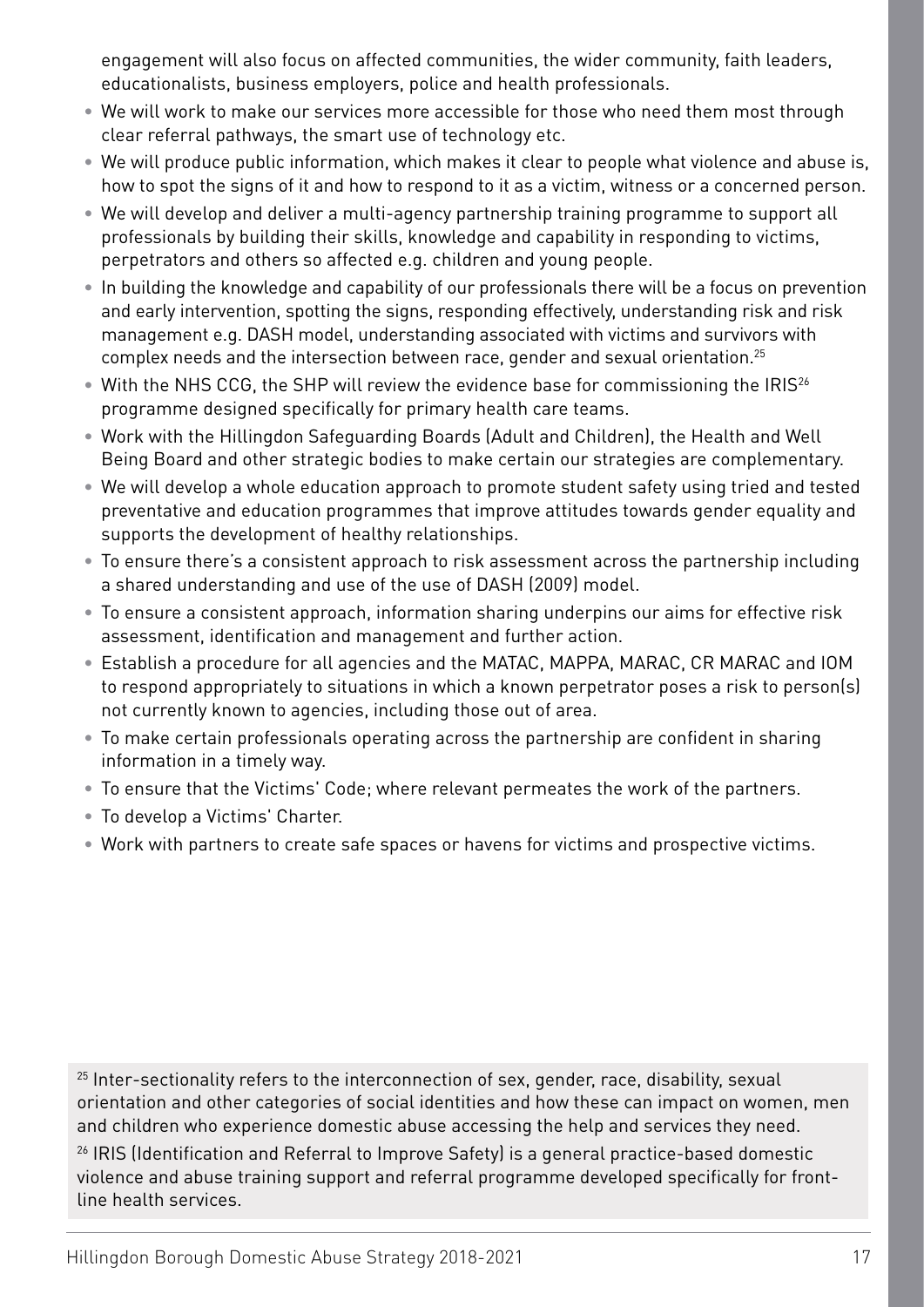engagement will also focus on affected communities, the wider community, faith leaders, educationalists, business employers, police and health professionals.

- We will work to make our services more accessible for those who need them most through clear referral pathways, the smart use of technology etc.
- We will produce public information, which makes it clear to people what violence and abuse is, how to spot the signs of it and how to respond to it as a victim, witness or a concerned person.
- We will develop and deliver a multi-agency partnership training programme to support all professionals by building their skills, knowledge and capability in responding to victims, perpetrators and others so affected e.g. children and young people.
- In building the knowledge and capability of our professionals there will be a focus on prevention and early intervention, spotting the signs, responding effectively, understanding risk and risk management e.g. DASH model, understanding associated with victims and survivors with complex needs and the intersection between race, gender and sexual orientation.[25]
- With the NHS CCG, the SHP will review the evidence base for commissioning the IRIS[26] programme designed specifically for primary health care teams.
- Work with the Hillingdon Safeguarding Boards (Adult and Children), the Health and Well Being Board and other strategic bodies to make certain our strategies are complementary.
- We will develop a whole education approach to promote student safety using tried and tested preventative and education programmes that improve attitudes towards gender equality and supports the development of healthy relationships.
- To ensure there's a consistent approach to risk assessment across the partnership including a shared understanding and use of the use of DASH (2009) model.
- To ensure a consistent approach, information sharing underpins our aims for effective risk assessment, identification and management and further action.
- Establish a procedure for all agencies and the MATAC, MAPPA, MARAC, CR MARAC and IOM to respond appropriately to situations in which a known perpetrator poses a risk to person(s) not currently known to agencies, including those out of area.
- To make certain professionals operating across the partnership are confident in sharing information in a timely way.
- To ensure that the Victims' Code; where relevant permeates the work of the partners.
- To develop a Victims' Charter.
- Work with partners to create safe spaces or havens for victims and prospective victims.

[25] Inter-sectionality refers to the interconnection of sex, gender, race, disability, sexual orientation and other categories of social identities and how these can impact on women, men and children who experience domestic abuse accessing the help and services they need.

[26] IRIS (Identification and Referral to Improve Safety) is a general practice-based domestic violence and abuse training support and referral programme developed specifically for front-line health services.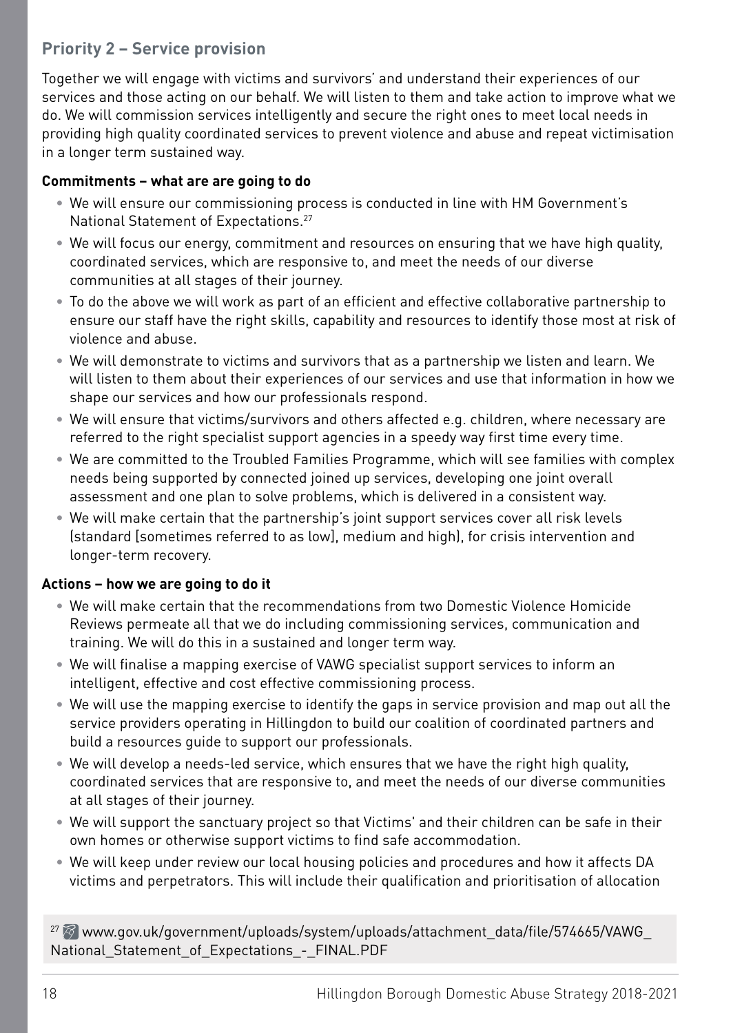## Priority 2 – Service provision

Together we will engage with victims and survivors' and understand their experiences of our services and those acting on our behalf. We will listen to them and take action to improve what we do. We will commission services intelligently and secure the right ones to meet local needs in providing high quality coordinated services to prevent violence and abuse and repeat victimisation in a longer term sustained way.

**Commitments – what are are going to do**

- We will ensure our commissioning process is conducted in line with HM Government's National Statement of Expectations.[27]
- We will focus our energy, commitment and resources on ensuring that we have high quality, coordinated services, which are responsive to, and meet the needs of our diverse communities at all stages of their journey.
- To do the above we will work as part of an efficient and effective collaborative partnership to ensure our staff have the right skills, capability and resources to identify those most at risk of violence and abuse.
- We will demonstrate to victims and survivors that as a partnership we listen and learn. We will listen to them about their experiences of our services and use that information in how we shape our services and how our professionals respond.
- We will ensure that victims/survivors and others affected e.g. children, where necessary are referred to the right specialist support agencies in a speedy way first time every time.
- We are committed to the Troubled Families Programme, which will see families with complex needs being supported by connected joined up services, developing one joint overall assessment and one plan to solve problems, which is delivered in a consistent way.
- We will make certain that the partnership's joint support services cover all risk levels (standard [sometimes referred to as low], medium and high), for crisis intervention and longer-term recovery.

**Actions – how we are going to do it**

- We will make certain that the recommendations from two Domestic Violence Homicide Reviews permeate all that we do including commissioning services, communication and training. We will do this in a sustained and longer term way.
- We will finalise a mapping exercise of VAWG specialist support services to inform an intelligent, effective and cost effective commissioning process.
- We will use the mapping exercise to identify the gaps in service provision and map out all the service providers operating in Hillingdon to build our coalition of coordinated partners and build a resources guide to support our professionals.
- We will develop a needs-led service, which ensures that we have the right high quality, coordinated services that are responsive to, and meet the needs of our diverse communities at all stages of their journey.
- We will support the sanctuary project so that Victims' and their children can be safe in their own homes or otherwise support victims to find safe accommodation.
- We will keep under review our local housing policies and procedures and how it affects DA victims and perpetrators. This will include their qualification and prioritisation of allocation

[27] www.gov.uk/government/uploads/system/uploads/attachment_data/file/574665/VAWG_National_Statement_of_Expectations_-_FINAL.PDF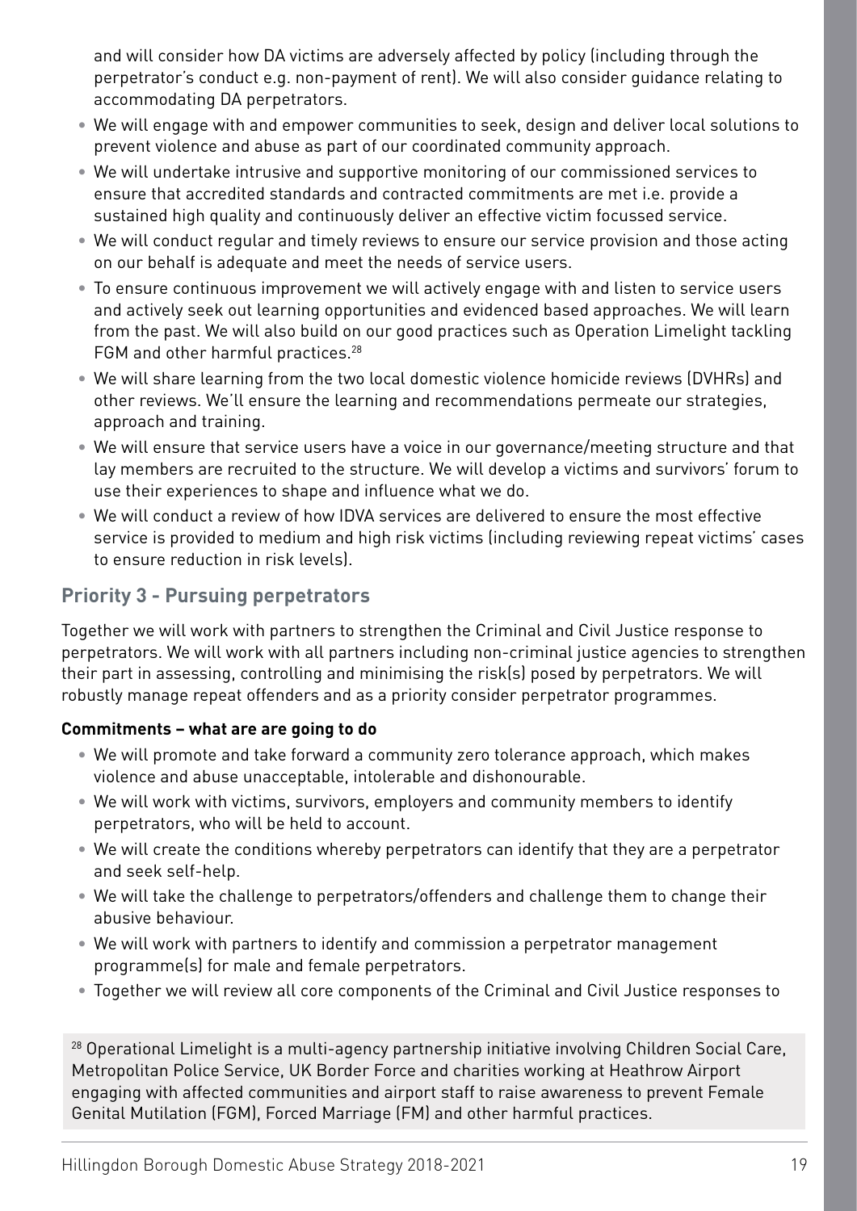and will consider how DA victims are adversely affected by policy (including through the perpetrator's conduct e.g. non-payment of rent). We will also consider guidance relating to accommodating DA perpetrators.

- We will engage with and empower communities to seek, design and deliver local solutions to prevent violence and abuse as part of our coordinated community approach.
- We will undertake intrusive and supportive monitoring of our commissioned services to ensure that accredited standards and contracted commitments are met i.e. provide a sustained high quality and continuously deliver an effective victim focussed service.
- We will conduct regular and timely reviews to ensure our service provision and those acting on our behalf is adequate and meet the needs of service users.
- To ensure continuous improvement we will actively engage with and listen to service users and actively seek out learning opportunities and evidenced based approaches. We will learn from the past. We will also build on our good practices such as Operation Limelight tackling FGM and other harmful practices.[28]
- We will share learning from the two local domestic violence homicide reviews (DVHRs) and other reviews. We'll ensure the learning and recommendations permeate our strategies, approach and training.
- We will ensure that service users have a voice in our governance/meeting structure and that lay members are recruited to the structure. We will develop a victims and survivors' forum to use their experiences to shape and influence what we do.
- We will conduct a review of how IDVA services are delivered to ensure the most effective service is provided to medium and high risk victims (including reviewing repeat victims' cases to ensure reduction in risk levels).

## Priority 3 - Pursuing perpetrators

Together we will work with partners to strengthen the Criminal and Civil Justice response to perpetrators. We will work with all partners including non-criminal justice agencies to strengthen their part in assessing, controlling and minimising the risk(s) posed by perpetrators. We will robustly manage repeat offenders and as a priority consider perpetrator programmes.

**Commitments – what are are going to do**

- We will promote and take forward a community zero tolerance approach, which makes violence and abuse unacceptable, intolerable and dishonourable.
- We will work with victims, survivors, employers and community members to identify perpetrators, who will be held to account.
- We will create the conditions whereby perpetrators can identify that they are a perpetrator and seek self-help.
- We will take the challenge to perpetrators/offenders and challenge them to change their abusive behaviour.
- We will work with partners to identify and commission a perpetrator management programme(s) for male and female perpetrators.
- Together we will review all core components of the Criminal and Civil Justice responses to

[28] Operational Limelight is a multi-agency partnership initiative involving Children Social Care, Metropolitan Police Service, UK Border Force and charities working at Heathrow Airport engaging with affected communities and airport staff to raise awareness to prevent Female Genital Mutilation (FGM), Forced Marriage (FM) and other harmful practices.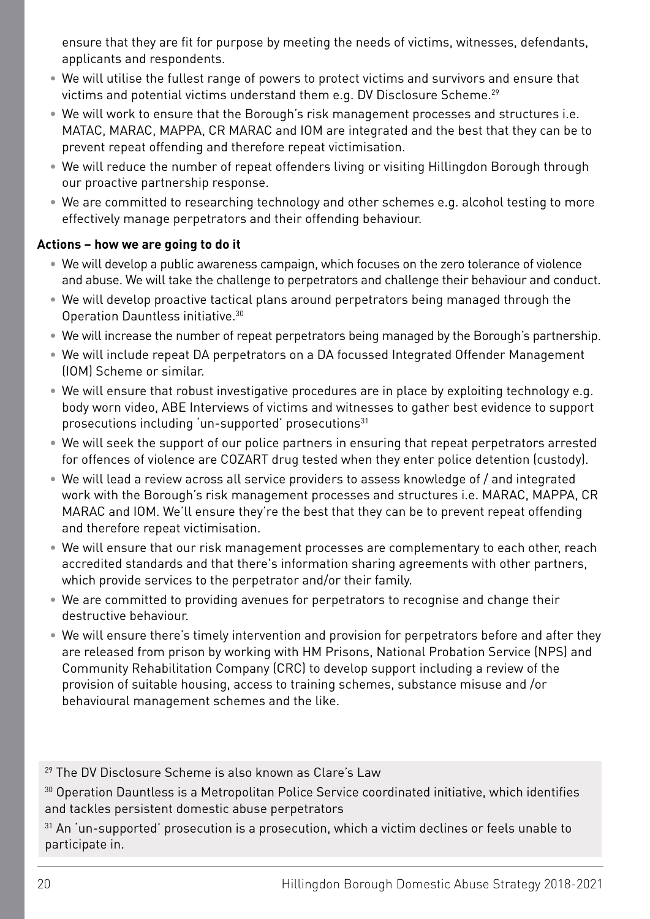ensure that they are fit for purpose by meeting the needs of victims, witnesses, defendants, applicants and respondents.

- We will utilise the fullest range of powers to protect victims and survivors and ensure that victims and potential victims understand them e.g. DV Disclosure Scheme.[29]
- We will work to ensure that the Borough's risk management processes and structures i.e. MATAC, MARAC, MAPPA, CR MARAC and IOM are integrated and the best that they can be to prevent repeat offending and therefore repeat victimisation.
- We will reduce the number of repeat offenders living or visiting Hillingdon Borough through our proactive partnership response.
- We are committed to researching technology and other schemes e.g. alcohol testing to more effectively manage perpetrators and their offending behaviour.

**Actions – how we are going to do it**

- We will develop a public awareness campaign, which focuses on the zero tolerance of violence and abuse. We will take the challenge to perpetrators and challenge their behaviour and conduct.
- We will develop proactive tactical plans around perpetrators being managed through the Operation Dauntless initiative.[30]
- We will increase the number of repeat perpetrators being managed by the Borough's partnership.
- We will include repeat DA perpetrators on a DA focussed Integrated Offender Management (IOM) Scheme or similar.
- We will ensure that robust investigative procedures are in place by exploiting technology e.g. body worn video, ABE Interviews of victims and witnesses to gather best evidence to support prosecutions including 'un-supported' prosecutions[31]
- We will seek the support of our police partners in ensuring that repeat perpetrators arrested for offences of violence are COZART drug tested when they enter police detention (custody).
- We will lead a review across all service providers to assess knowledge of / and integrated work with the Borough's risk management processes and structures i.e. MARAC, MAPPA, CR MARAC and IOM. We'll ensure they're the best that they can be to prevent repeat offending and therefore repeat victimisation.
- We will ensure that our risk management processes are complementary to each other, reach accredited standards and that there's information sharing agreements with other partners, which provide services to the perpetrator and/or their family.
- We are committed to providing avenues for perpetrators to recognise and change their destructive behaviour.
- We will ensure there's timely intervention and provision for perpetrators before and after they are released from prison by working with HM Prisons, National Probation Service (NPS) and Community Rehabilitation Company (CRC) to develop support including a review of the provision of suitable housing, access to training schemes, substance misuse and /or behavioural management schemes and the like.

[29] The DV Disclosure Scheme is also known as Clare's Law

[30] Operation Dauntless is a Metropolitan Police Service coordinated initiative, which identifies and tackles persistent domestic abuse perpetrators

[31] An 'un-supported' prosecution is a prosecution, which a victim declines or feels unable to participate in.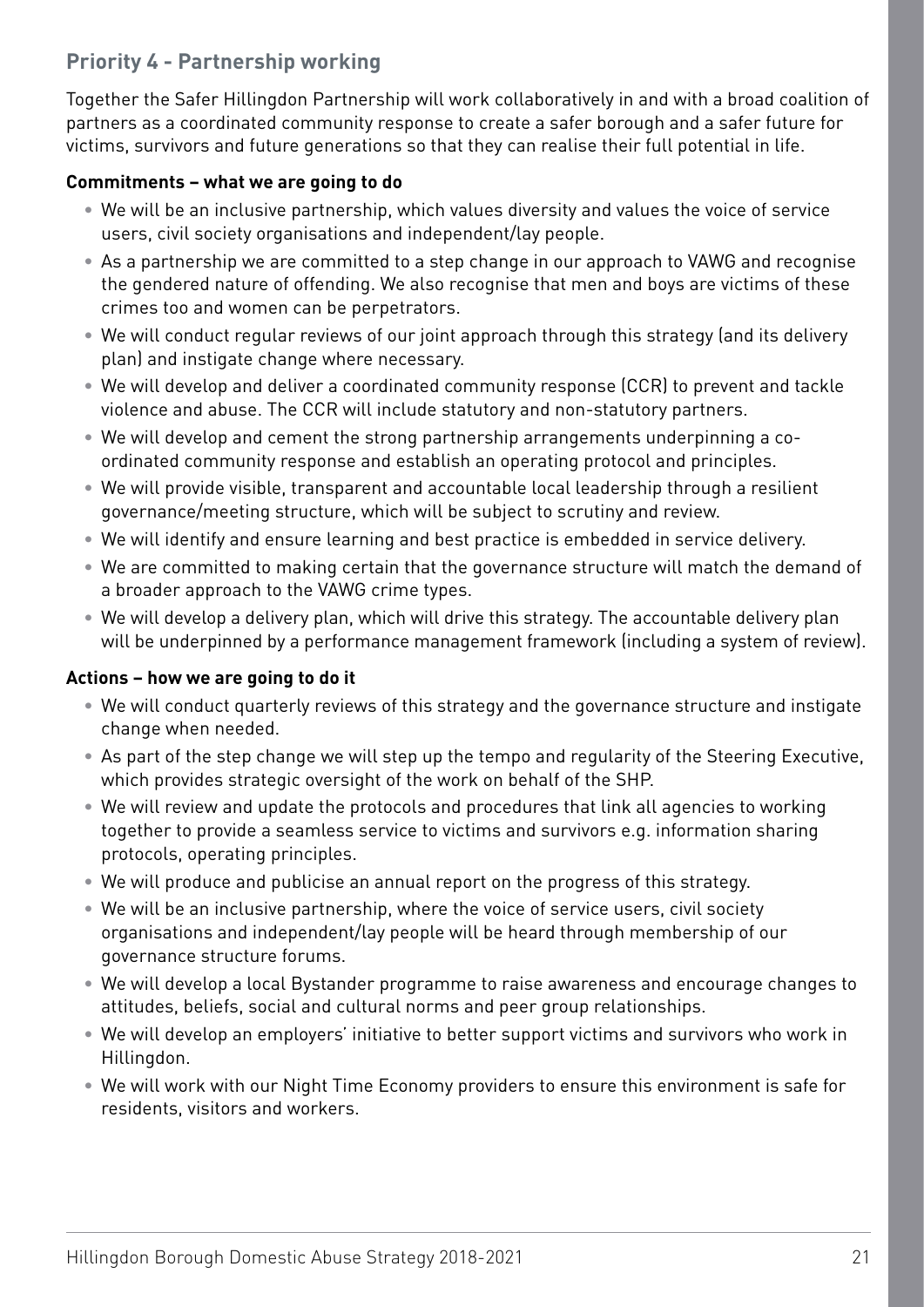## Priority 4 - Partnership working

Together the Safer Hillingdon Partnership will work collaboratively in and with a broad coalition of partners as a coordinated community response to create a safer borough and a safer future for victims, survivors and future generations so that they can realise their full potential in life.

**Commitments – what we are going to do**

- We will be an inclusive partnership, which values diversity and values the voice of service users, civil society organisations and independent/lay people.
- As a partnership we are committed to a step change in our approach to VAWG and recognise the gendered nature of offending. We also recognise that men and boys are victims of these crimes too and women can be perpetrators.
- We will conduct regular reviews of our joint approach through this strategy (and its delivery plan) and instigate change where necessary.
- We will develop and deliver a coordinated community response (CCR) to prevent and tackle violence and abuse. The CCR will include statutory and non-statutory partners.
- We will develop and cement the strong partnership arrangements underpinning a co-ordinated community response and establish an operating protocol and principles.
- We will provide visible, transparent and accountable local leadership through a resilient governance/meeting structure, which will be subject to scrutiny and review.
- We will identify and ensure learning and best practice is embedded in service delivery.
- We are committed to making certain that the governance structure will match the demand of a broader approach to the VAWG crime types.
- We will develop a delivery plan, which will drive this strategy. The accountable delivery plan will be underpinned by a performance management framework (including a system of review).

**Actions – how we are going to do it**

- We will conduct quarterly reviews of this strategy and the governance structure and instigate change when needed.
- As part of the step change we will step up the tempo and regularity of the Steering Executive, which provides strategic oversight of the work on behalf of the SHP.
- We will review and update the protocols and procedures that link all agencies to working together to provide a seamless service to victims and survivors e.g. information sharing protocols, operating principles.
- We will produce and publicise an annual report on the progress of this strategy.
- We will be an inclusive partnership, where the voice of service users, civil society organisations and independent/lay people will be heard through membership of our governance structure forums.
- We will develop a local Bystander programme to raise awareness and encourage changes to attitudes, beliefs, social and cultural norms and peer group relationships.
- We will develop an employers' initiative to better support victims and survivors who work in Hillingdon.
- We will work with our Night Time Economy providers to ensure this environment is safe for residents, visitors and workers.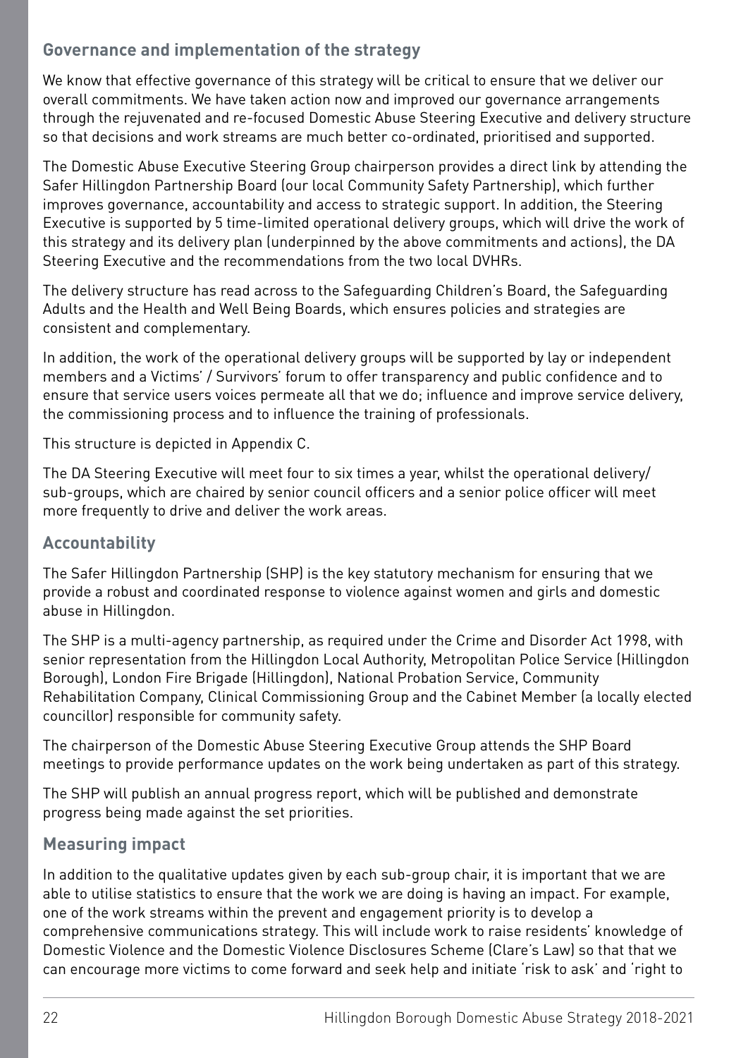## Governance and implementation of the strategy

We know that effective governance of this strategy will be critical to ensure that we deliver our overall commitments. We have taken action now and improved our governance arrangements through the rejuvenated and re-focused Domestic Abuse Steering Executive and delivery structure so that decisions and work streams are much better co-ordinated, prioritised and supported.

The Domestic Abuse Executive Steering Group chairperson provides a direct link by attending the Safer Hillingdon Partnership Board (our local Community Safety Partnership), which further improves governance, accountability and access to strategic support. In addition, the Steering Executive is supported by 5 time-limited operational delivery groups, which will drive the work of this strategy and its delivery plan (underpinned by the above commitments and actions), the DA Steering Executive and the recommendations from the two local DVHRs.

The delivery structure has read across to the Safeguarding Children's Board, the Safeguarding Adults and the Health and Well Being Boards, which ensures policies and strategies are consistent and complementary.

In addition, the work of the operational delivery groups will be supported by lay or independent members and a Victims' / Survivors' forum to offer transparency and public confidence and to ensure that service users voices permeate all that we do; influence and improve service delivery, the commissioning process and to influence the training of professionals.

This structure is depicted in Appendix C.

The DA Steering Executive will meet four to six times a year, whilst the operational delivery/ sub-groups, which are chaired by senior council officers and a senior police officer will meet more frequently to drive and deliver the work areas.

## Accountability

The Safer Hillingdon Partnership (SHP) is the key statutory mechanism for ensuring that we provide a robust and coordinated response to violence against women and girls and domestic abuse in Hillingdon.

The SHP is a multi-agency partnership, as required under the Crime and Disorder Act 1998, with senior representation from the Hillingdon Local Authority, Metropolitan Police Service (Hillingdon Borough), London Fire Brigade (Hillingdon), National Probation Service, Community Rehabilitation Company, Clinical Commissioning Group and the Cabinet Member (a locally elected councillor) responsible for community safety.

The chairperson of the Domestic Abuse Steering Executive Group attends the SHP Board meetings to provide performance updates on the work being undertaken as part of this strategy.

The SHP will publish an annual progress report, which will be published and demonstrate progress being made against the set priorities.

## Measuring impact

In addition to the qualitative updates given by each sub-group chair, it is important that we are able to utilise statistics to ensure that the work we are doing is having an impact. For example, one of the work streams within the prevent and engagement priority is to develop a comprehensive communications strategy. This will include work to raise residents' knowledge of Domestic Violence and the Domestic Violence Disclosures Scheme (Clare's Law) so that that we can encourage more victims to come forward and seek help and initiate 'risk to ask' and 'right to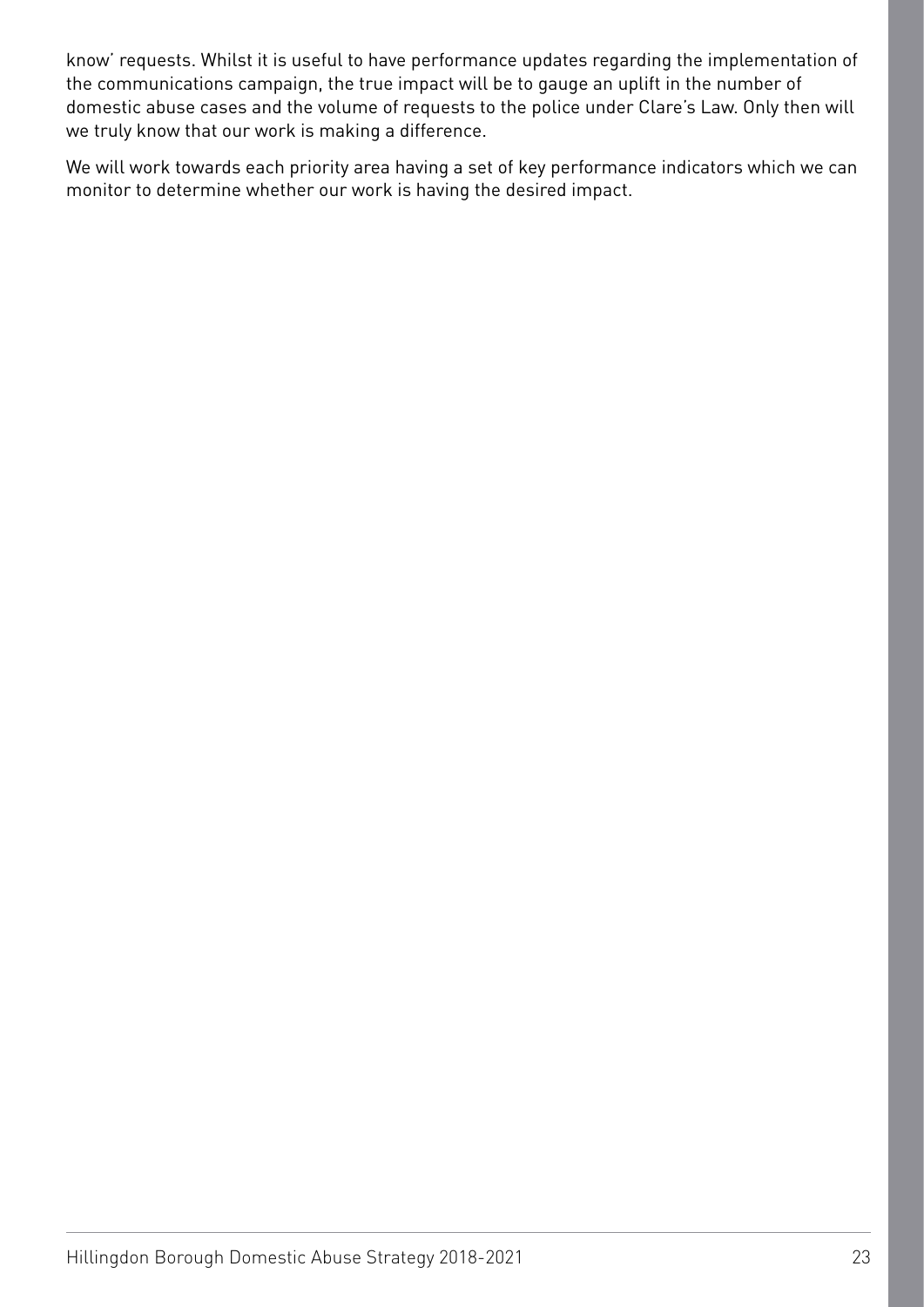know' requests. Whilst it is useful to have performance updates regarding the implementation of the communications campaign, the true impact will be to gauge an uplift in the number of domestic abuse cases and the volume of requests to the police under Clare's Law. Only then will we truly know that our work is making a difference.

We will work towards each priority area having a set of key performance indicators which we can monitor to determine whether our work is having the desired impact.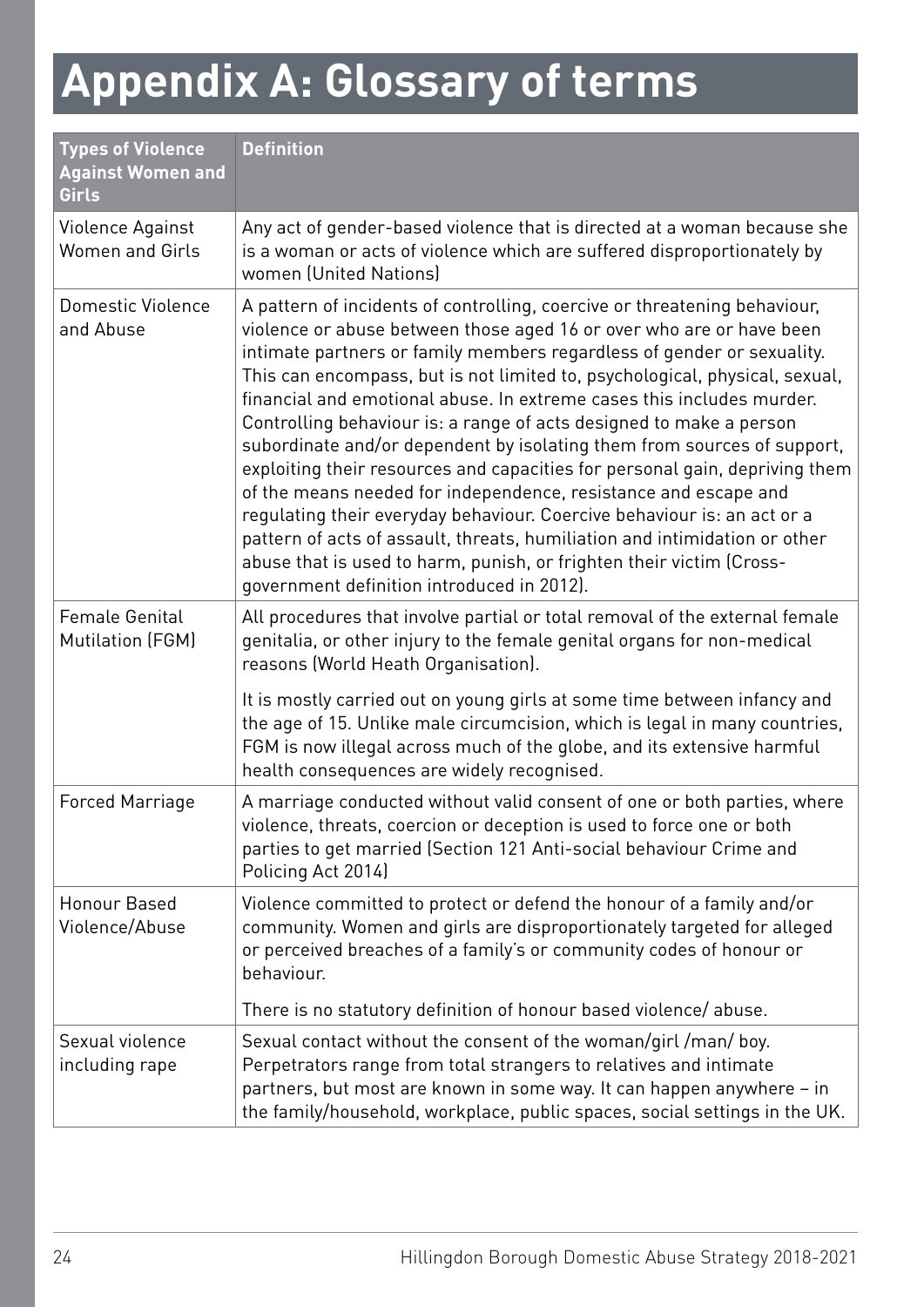# Appendix A: Glossary of terms

| Types of Violence Against Women and Girls | Definition |
|---|---|
| Violence Against Women and Girls | Any act of gender-based violence that is directed at a woman because she is a woman or acts of violence which are suffered disproportionately by women (United Nations) |
| Domestic Violence and Abuse | A pattern of incidents of controlling, coercive or threatening behaviour, violence or abuse between those aged 16 or over who are or have been intimate partners or family members regardless of gender or sexuality. This can encompass, but is not limited to, psychological, physical, sexual, financial and emotional abuse. In extreme cases this includes murder. Controlling behaviour is: a range of acts designed to make a person subordinate and/or dependent by isolating them from sources of support, exploiting their resources and capacities for personal gain, depriving them of the means needed for independence, resistance and escape and regulating their everyday behaviour. Coercive behaviour is: an act or a pattern of acts of assault, threats, humiliation and intimidation or other abuse that is used to harm, punish, or frighten their victim (Cross-government definition introduced in 2012). |
| Female Genital Mutilation (FGM) | All procedures that involve partial or total removal of the external female genitalia, or other injury to the female genital organs for non-medical reasons (World Heath Organisation).<br><br>It is mostly carried out on young girls at some time between infancy and the age of 15. Unlike male circumcision, which is legal in many countries, FGM is now illegal across much of the globe, and its extensive harmful health consequences are widely recognised. |
| Forced Marriage | A marriage conducted without valid consent of one or both parties, where violence, threats, coercion or deception is used to force one or both parties to get married (Section 121 Anti-social behaviour Crime and Policing Act 2014) |
| Honour Based Violence/Abuse | Violence committed to protect or defend the honour of a family and/or community. Women and girls are disproportionately targeted for alleged or perceived breaches of a family's or community codes of honour or behaviour.<br><br>There is no statutory definition of honour based violence/ abuse. |
| Sexual violence including rape | Sexual contact without the consent of the woman/girl /man/ boy. Perpetrators range from total strangers to relatives and intimate partners, but most are known in some way. It can happen anywhere – in the family/household, workplace, public spaces, social settings in the UK. |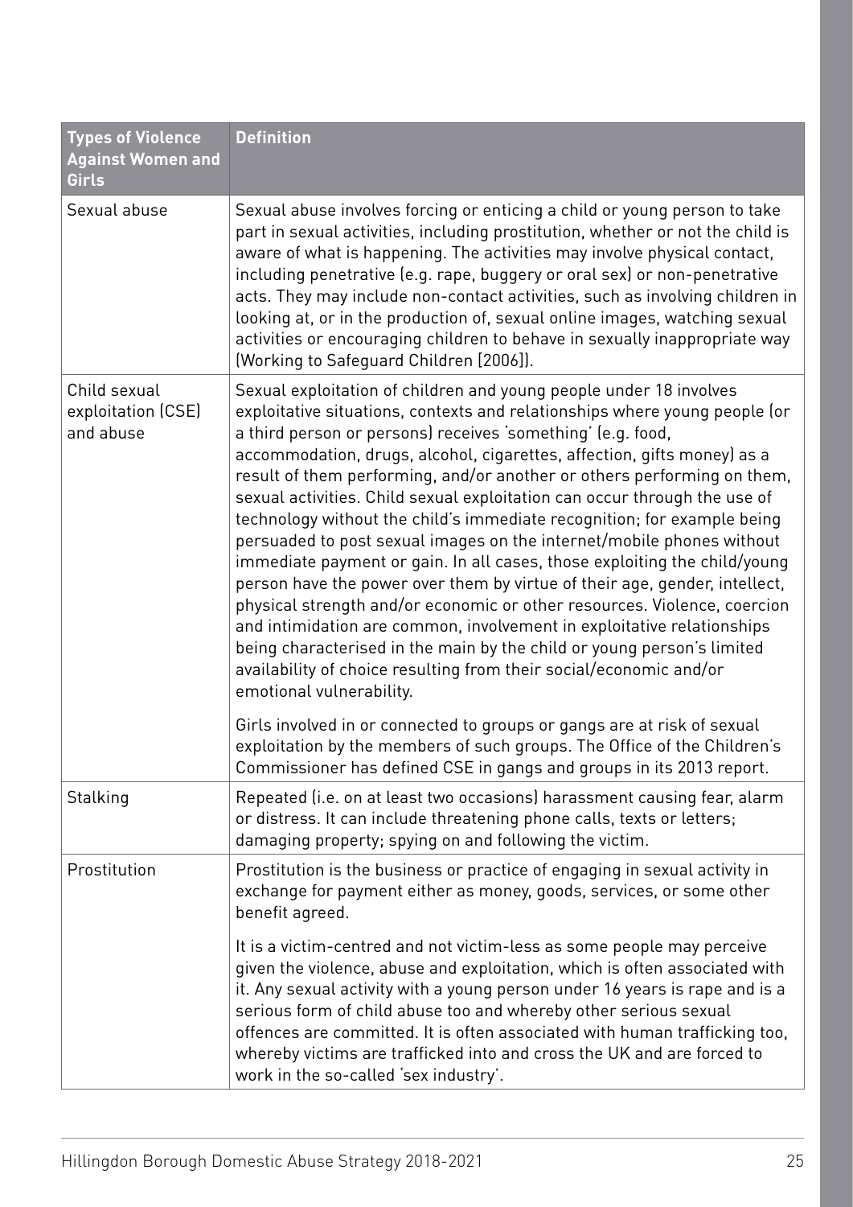| Types of Violence Against Women and Girls | Definition |
|---|---|
| Sexual abuse | Sexual abuse involves forcing or enticing a child or young person to take part in sexual activities, including prostitution, whether or not the child is aware of what is happening. The activities may involve physical contact, including penetrative (e.g. rape, buggery or oral sex) or non-penetrative acts. They may include non-contact activities, such as involving children in looking at, or in the production of, sexual online images, watching sexual activities or encouraging children to behave in sexually inappropriate way (Working to Safeguard Children [2006]). |
| Child sexual exploitation (CSE) and abuse | Sexual exploitation of children and young people under 18 involves exploitative situations, contexts and relationships where young people (or a third person or persons) receives 'something' (e.g. food, accommodation, drugs, alcohol, cigarettes, affection, gifts money) as a result of them performing, and/or another or others performing on them, sexual activities. Child sexual exploitation can occur through the use of technology without the child's immediate recognition; for example being persuaded to post sexual images on the internet/mobile phones without immediate payment or gain. In all cases, those exploiting the child/young person have the power over them by virtue of their age, gender, intellect, physical strength and/or economic or other resources. Violence, coercion and intimidation are common, involvement in exploitative relationships being characterised in the main by the child or young person's limited availability of choice resulting from their social/economic and/or emotional vulnerability.<br><br>Girls involved in or connected to groups or gangs are at risk of sexual exploitation by the members of such groups. The Office of the Children's Commissioner has defined CSE in gangs and groups in its 2013 report. |
| Stalking | Repeated (i.e. on at least two occasions) harassment causing fear, alarm or distress. It can include threatening phone calls, texts or letters; damaging property; spying on and following the victim. |
| Prostitution | Prostitution is the business or practice of engaging in sexual activity in exchange for payment either as money, goods, services, or some other benefit agreed.<br><br>It is a victim-centred and not victim-less as some people may perceive given the violence, abuse and exploitation, which is often associated with it. Any sexual activity with a young person under 16 years is rape and is a serious form of child abuse too and whereby other serious sexual offences are committed. It is often associated with human trafficking too, whereby victims are trafficked into and cross the UK and are forced to work in the so-called 'sex industry'. |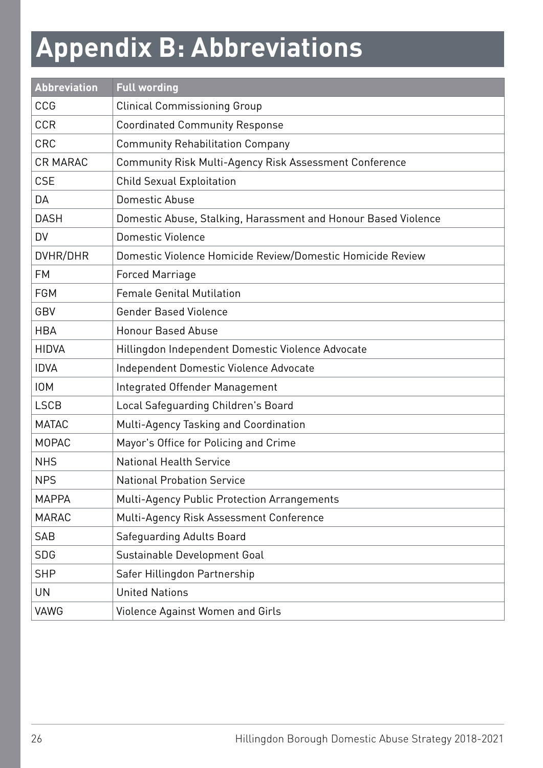# Appendix B: Abbreviations

| Abbreviation | Full wording |
|---|---|
| CCG | Clinical Commissioning Group |
| CCR | Coordinated Community Response |
| CRC | Community Rehabilitation Company |
| CR MARAC | Community Risk Multi-Agency Risk Assessment Conference |
| CSE | Child Sexual Exploitation |
| DA | Domestic Abuse |
| DASH | Domestic Abuse, Stalking, Harassment and Honour Based Violence |
| DV | Domestic Violence |
| DVHR/DHR | Domestic Violence Homicide Review/Domestic Homicide Review |
| FM | Forced Marriage |
| FGM | Female Genital Mutilation |
| GBV | Gender Based Violence |
| HBA | Honour Based Abuse |
| HIDVA | Hillingdon Independent Domestic Violence Advocate |
| IDVA | Independent Domestic Violence Advocate |
| IOM | Integrated Offender Management |
| LSCB | Local Safeguarding Children's Board |
| MATAC | Multi-Agency Tasking and Coordination |
| MOPAC | Mayor's Office for Policing and Crime |
| NHS | National Health Service |
| NPS | National Probation Service |
| MAPPA | Multi-Agency Public Protection Arrangements |
| MARAC | Multi-Agency Risk Assessment Conference |
| SAB | Safeguarding Adults Board |
| SDG | Sustainable Development Goal |
| SHP | Safer Hillingdon Partnership |
| UN | United Nations |
| VAWG | Violence Against Women and Girls |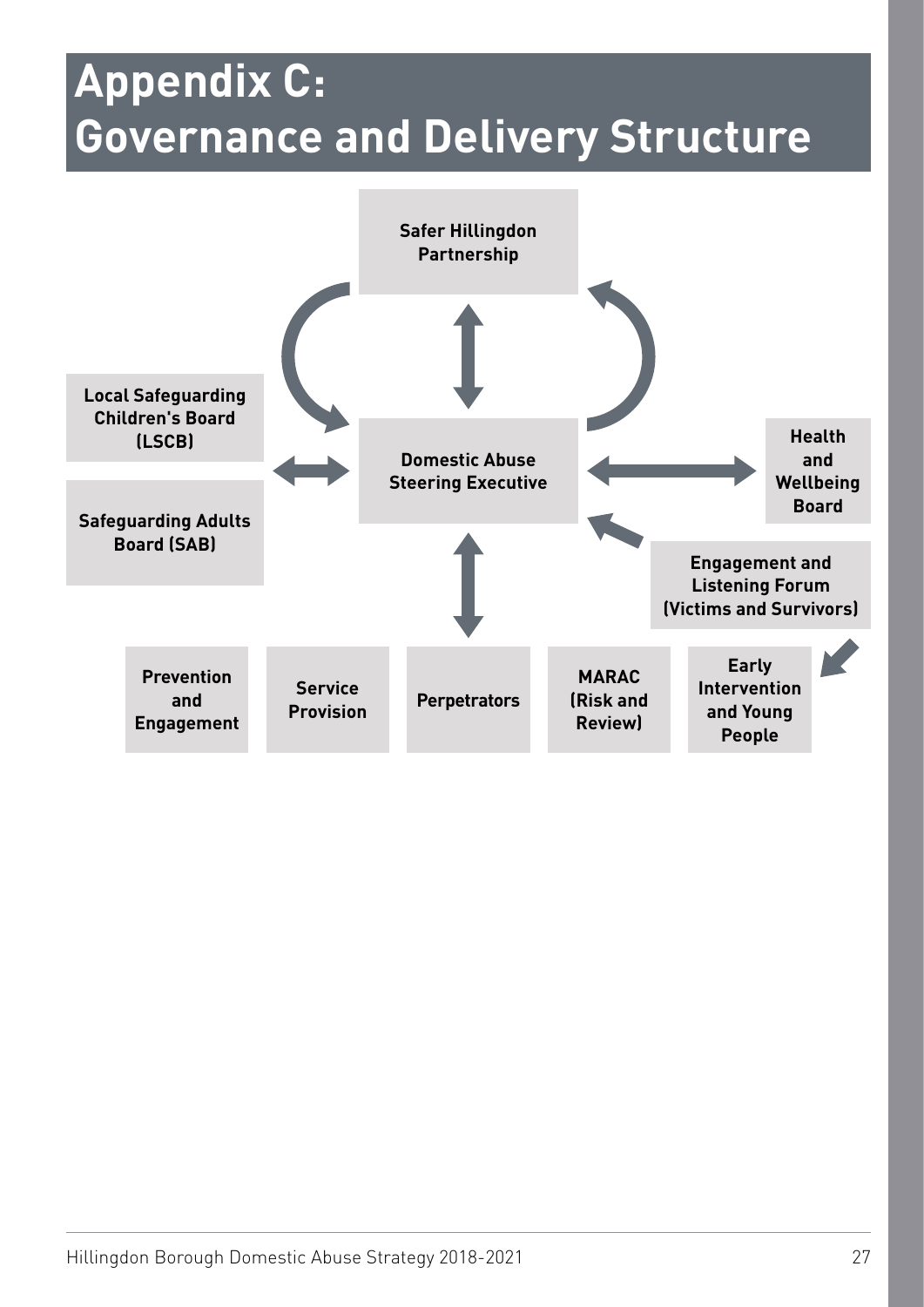# Appendix C: Governance and Delivery Structure

Safer Hillingdon Partnership

Local Safeguarding Children's Board (LSCB)

Domestic Abuse Steering Executive

Health and Wellbeing Board

Safeguarding Adults Board (SAB)

Engagement and Listening Forum (Victims and Survivors)

Prevention and Engagement

Service Provision

Perpetrators

MARAC (Risk and Review)

Early Intervention and Young People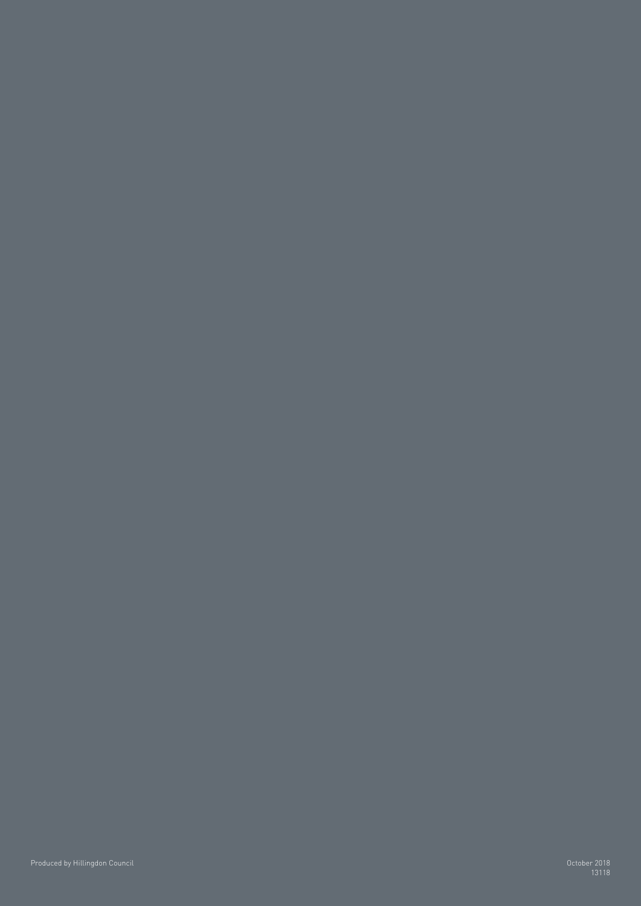Produced by Hillingdon Council

October 2018
13118